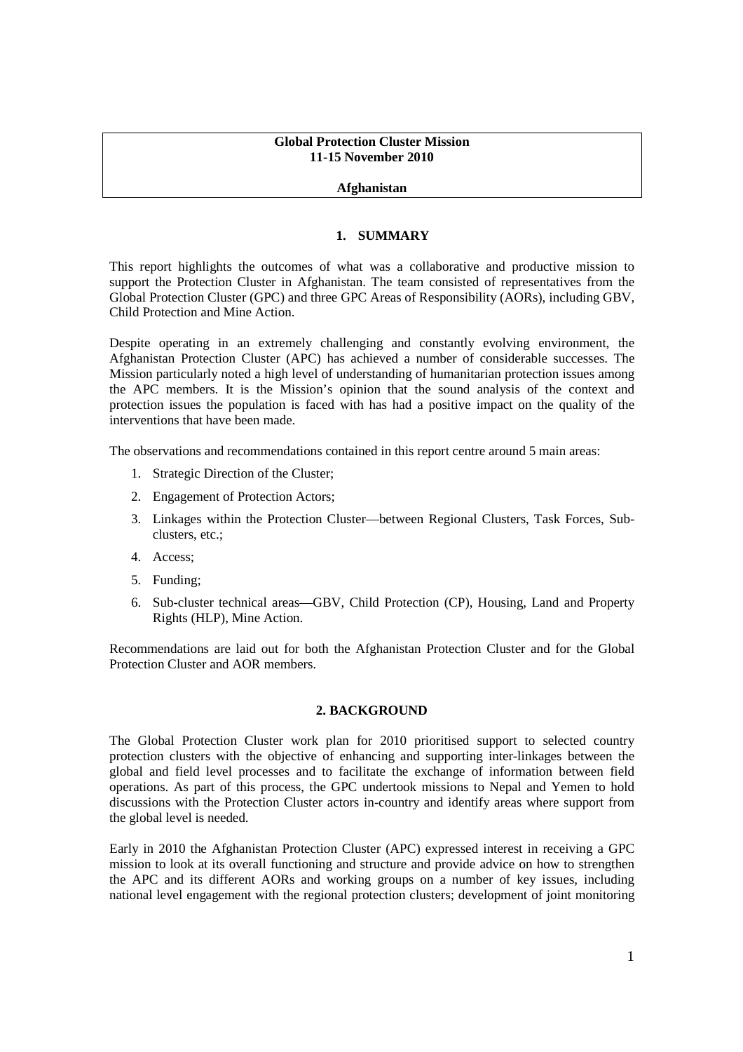**Global Protection Cluster Mission**
**11-15 November 2010**

**Afghanistan**

## 1. SUMMARY

This report highlights the outcomes of what was a collaborative and productive mission to support the Protection Cluster in Afghanistan. The team consisted of representatives from the Global Protection Cluster (GPC) and three GPC Areas of Responsibility (AORs), including GBV, Child Protection and Mine Action.

Despite operating in an extremely challenging and constantly evolving environment, the Afghanistan Protection Cluster (APC) has achieved a number of considerable successes. The Mission particularly noted a high level of understanding of humanitarian protection issues among the APC members. It is the Mission's opinion that the sound analysis of the context and protection issues the population is faced with has had a positive impact on the quality of the interventions that have been made.

The observations and recommendations contained in this report centre around 5 main areas:

1. Strategic Direction of the Cluster;
2. Engagement of Protection Actors;
3. Linkages within the Protection Cluster—between Regional Clusters, Task Forces, Sub-clusters, etc.;
4. Access;
5. Funding;
6. Sub-cluster technical areas—GBV, Child Protection (CP), Housing, Land and Property Rights (HLP), Mine Action.

Recommendations are laid out for both the Afghanistan Protection Cluster and for the Global Protection Cluster and AOR members.

## 2. BACKGROUND

The Global Protection Cluster work plan for 2010 prioritised support to selected country protection clusters with the objective of enhancing and supporting inter-linkages between the global and field level processes and to facilitate the exchange of information between field operations. As part of this process, the GPC undertook missions to Nepal and Yemen to hold discussions with the Protection Cluster actors in-country and identify areas where support from the global level is needed.

Early in 2010 the Afghanistan Protection Cluster (APC) expressed interest in receiving a GPC mission to look at its overall functioning and structure and provide advice on how to strengthen the APC and its different AORs and working groups on a number of key issues, including national level engagement with the regional protection clusters; development of joint monitoring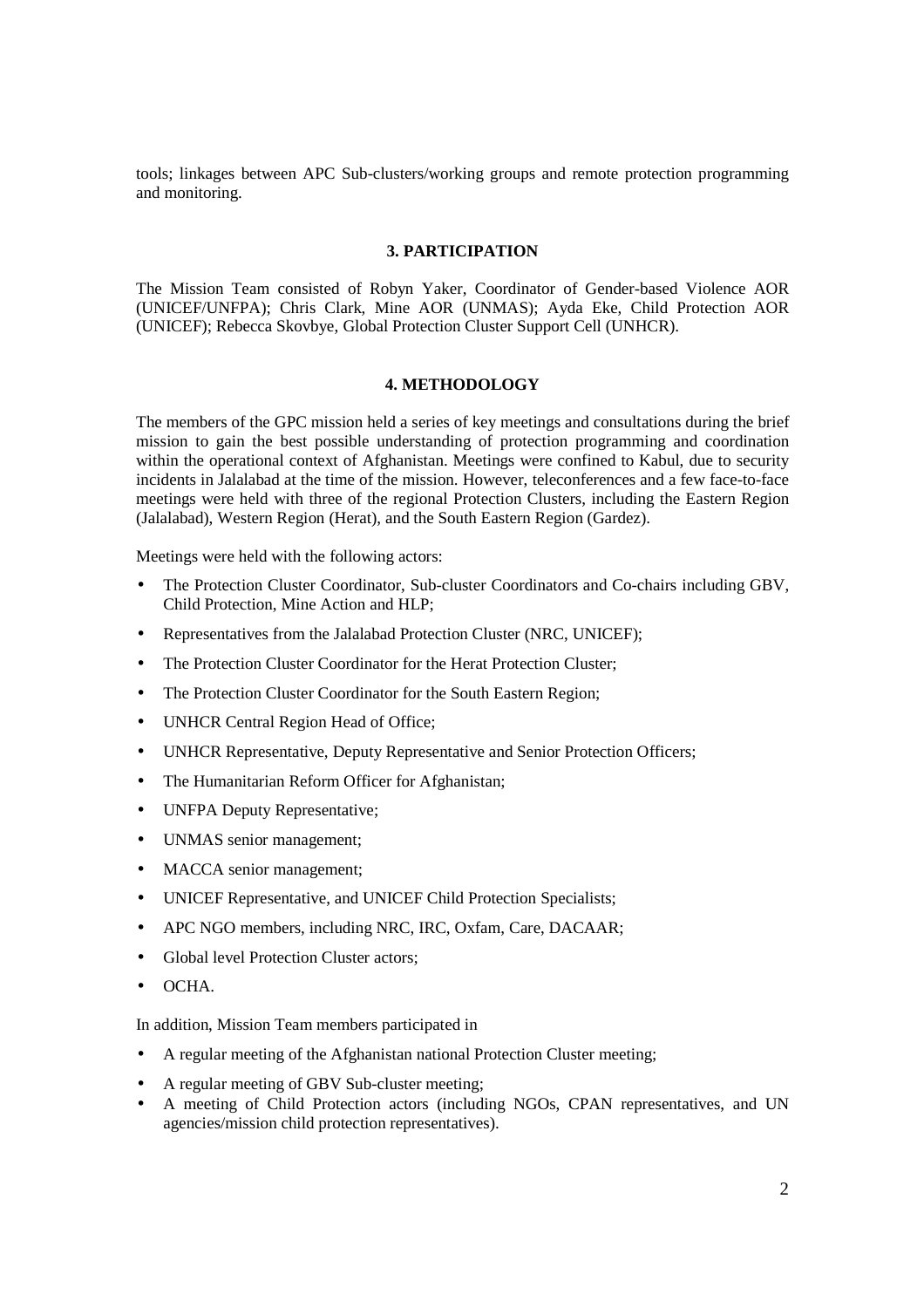tools; linkages between APC Sub-clusters/working groups and remote protection programming and monitoring.

## 3. PARTICIPATION

The Mission Team consisted of Robyn Yaker, Coordinator of Gender-based Violence AOR (UNICEF/UNFPA); Chris Clark, Mine AOR (UNMAS); Ayda Eke, Child Protection AOR (UNICEF); Rebecca Skovbye, Global Protection Cluster Support Cell (UNHCR).

## 4. METHODOLOGY

The members of the GPC mission held a series of key meetings and consultations during the brief mission to gain the best possible understanding of protection programming and coordination within the operational context of Afghanistan. Meetings were confined to Kabul, due to security incidents in Jalalabad at the time of the mission. However, teleconferences and a few face-to-face meetings were held with three of the regional Protection Clusters, including the Eastern Region (Jalalabad), Western Region (Herat), and the South Eastern Region (Gardez).

Meetings were held with the following actors:

- The Protection Cluster Coordinator, Sub-cluster Coordinators and Co-chairs including GBV, Child Protection, Mine Action and HLP;
- Representatives from the Jalalabad Protection Cluster (NRC, UNICEF);
- The Protection Cluster Coordinator for the Herat Protection Cluster;
- The Protection Cluster Coordinator for the South Eastern Region;
- UNHCR Central Region Head of Office;
- UNHCR Representative, Deputy Representative and Senior Protection Officers;
- The Humanitarian Reform Officer for Afghanistan;
- UNFPA Deputy Representative;
- UNMAS senior management;
- MACCA senior management;
- UNICEF Representative, and UNICEF Child Protection Specialists;
- APC NGO members, including NRC, IRC, Oxfam, Care, DACAAR;
- Global level Protection Cluster actors;
- OCHA.

In addition, Mission Team members participated in

- A regular meeting of the Afghanistan national Protection Cluster meeting;
- A regular meeting of GBV Sub-cluster meeting;
- A meeting of Child Protection actors (including NGOs, CPAN representatives, and UN agencies/mission child protection representatives).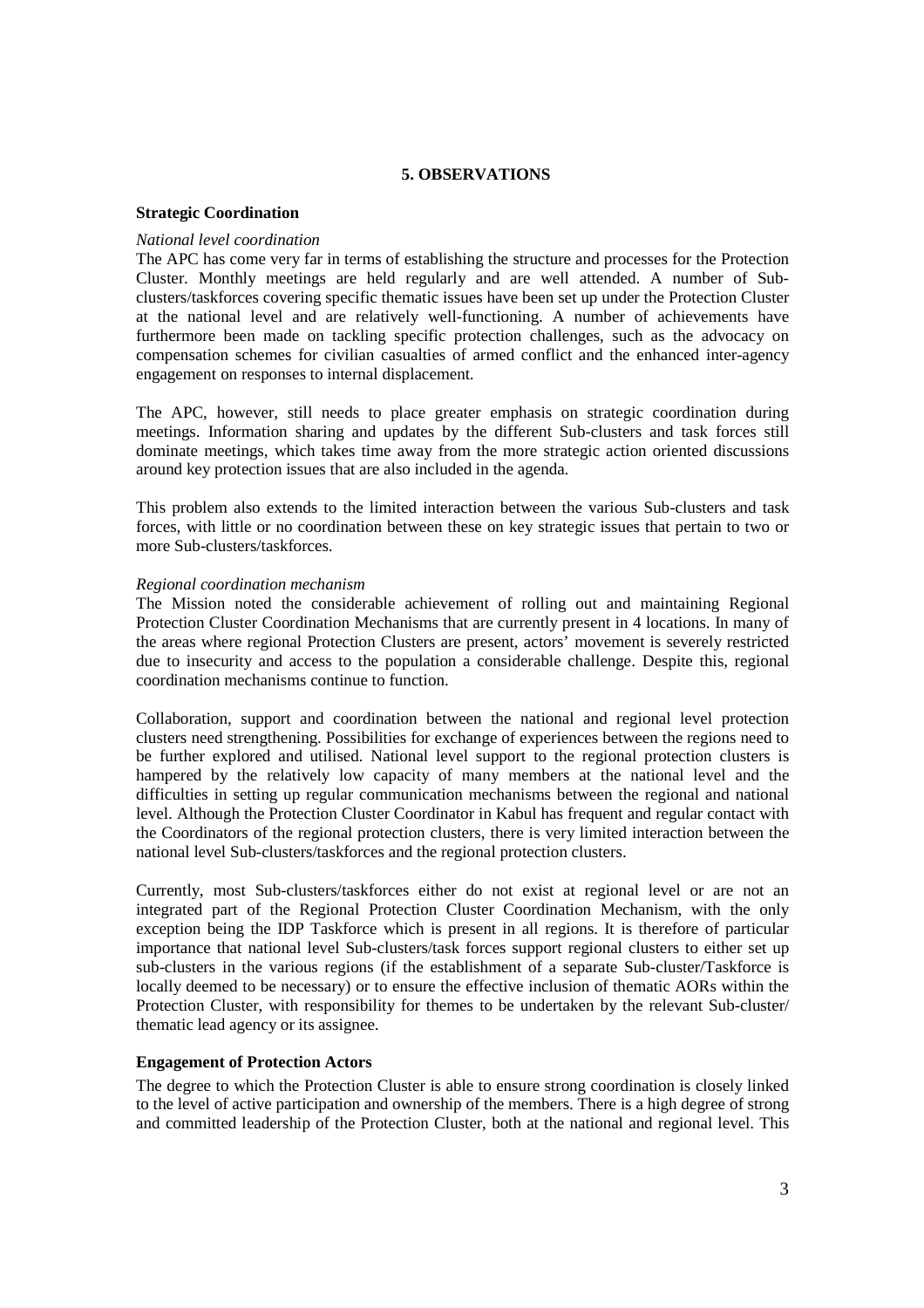## 5. OBSERVATIONS

### Strategic Coordination

*National level coordination*

The APC has come very far in terms of establishing the structure and processes for the Protection Cluster. Monthly meetings are held regularly and are well attended. A number of Sub-clusters/taskforces covering specific thematic issues have been set up under the Protection Cluster at the national level and are relatively well-functioning. A number of achievements have furthermore been made on tackling specific protection challenges, such as the advocacy on compensation schemes for civilian casualties of armed conflict and the enhanced inter-agency engagement on responses to internal displacement.

The APC, however, still needs to place greater emphasis on strategic coordination during meetings. Information sharing and updates by the different Sub-clusters and task forces still dominate meetings, which takes time away from the more strategic action oriented discussions around key protection issues that are also included in the agenda.

This problem also extends to the limited interaction between the various Sub-clusters and task forces, with little or no coordination between these on key strategic issues that pertain to two or more Sub-clusters/taskforces.

*Regional coordination mechanism*

The Mission noted the considerable achievement of rolling out and maintaining Regional Protection Cluster Coordination Mechanisms that are currently present in 4 locations. In many of the areas where regional Protection Clusters are present, actors' movement is severely restricted due to insecurity and access to the population a considerable challenge. Despite this, regional coordination mechanisms continue to function.

Collaboration, support and coordination between the national and regional level protection clusters need strengthening. Possibilities for exchange of experiences between the regions need to be further explored and utilised. National level support to the regional protection clusters is hampered by the relatively low capacity of many members at the national level and the difficulties in setting up regular communication mechanisms between the regional and national level. Although the Protection Cluster Coordinator in Kabul has frequent and regular contact with the Coordinators of the regional protection clusters, there is very limited interaction between the national level Sub-clusters/taskforces and the regional protection clusters.

Currently, most Sub-clusters/taskforces either do not exist at regional level or are not an integrated part of the Regional Protection Cluster Coordination Mechanism, with the only exception being the IDP Taskforce which is present in all regions. It is therefore of particular importance that national level Sub-clusters/task forces support regional clusters to either set up sub-clusters in the various regions (if the establishment of a separate Sub-cluster/Taskforce is locally deemed to be necessary) or to ensure the effective inclusion of thematic AORs within the Protection Cluster, with responsibility for themes to be undertaken by the relevant Sub-cluster/ thematic lead agency or its assignee.

### Engagement of Protection Actors

The degree to which the Protection Cluster is able to ensure strong coordination is closely linked to the level of active participation and ownership of the members. There is a high degree of strong and committed leadership of the Protection Cluster, both at the national and regional level. This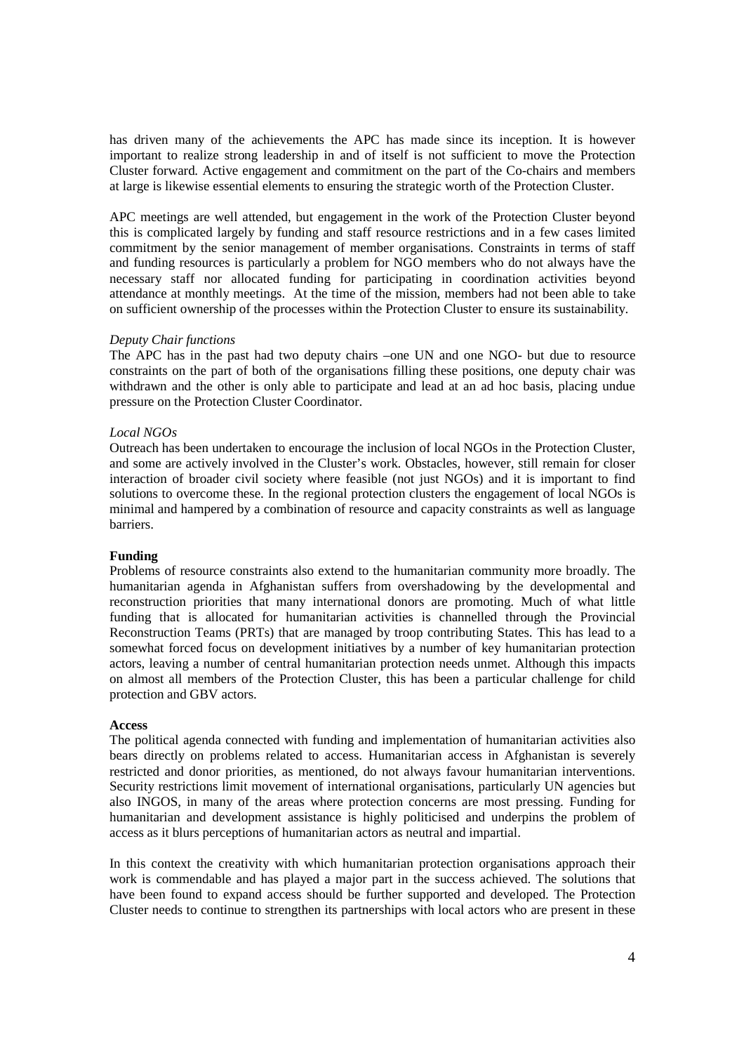has driven many of the achievements the APC has made since its inception. It is however important to realize strong leadership in and of itself is not sufficient to move the Protection Cluster forward. Active engagement and commitment on the part of the Co-chairs and members at large is likewise essential elements to ensuring the strategic worth of the Protection Cluster.

APC meetings are well attended, but engagement in the work of the Protection Cluster beyond this is complicated largely by funding and staff resource restrictions and in a few cases limited commitment by the senior management of member organisations. Constraints in terms of staff and funding resources is particularly a problem for NGO members who do not always have the necessary staff nor allocated funding for participating in coordination activities beyond attendance at monthly meetings. At the time of the mission, members had not been able to take on sufficient ownership of the processes within the Protection Cluster to ensure its sustainability.

*Deputy Chair functions*

The APC has in the past had two deputy chairs –one UN and one NGO- but due to resource constraints on the part of both of the organisations filling these positions, one deputy chair was withdrawn and the other is only able to participate and lead at an ad hoc basis, placing undue pressure on the Protection Cluster Coordinator.

*Local NGOs*

Outreach has been undertaken to encourage the inclusion of local NGOs in the Protection Cluster, and some are actively involved in the Cluster's work. Obstacles, however, still remain for closer interaction of broader civil society where feasible (not just NGOs) and it is important to find solutions to overcome these. In the regional protection clusters the engagement of local NGOs is minimal and hampered by a combination of resource and capacity constraints as well as language barriers.

**Funding**

Problems of resource constraints also extend to the humanitarian community more broadly. The humanitarian agenda in Afghanistan suffers from overshadowing by the developmental and reconstruction priorities that many international donors are promoting. Much of what little funding that is allocated for humanitarian activities is channelled through the Provincial Reconstruction Teams (PRTs) that are managed by troop contributing States. This has lead to a somewhat forced focus on development initiatives by a number of key humanitarian protection actors, leaving a number of central humanitarian protection needs unmet. Although this impacts on almost all members of the Protection Cluster, this has been a particular challenge for child protection and GBV actors.

**Access**

The political agenda connected with funding and implementation of humanitarian activities also bears directly on problems related to access. Humanitarian access in Afghanistan is severely restricted and donor priorities, as mentioned, do not always favour humanitarian interventions. Security restrictions limit movement of international organisations, particularly UN agencies but also INGOS, in many of the areas where protection concerns are most pressing. Funding for humanitarian and development assistance is highly politicised and underpins the problem of access as it blurs perceptions of humanitarian actors as neutral and impartial.

In this context the creativity with which humanitarian protection organisations approach their work is commendable and has played a major part in the success achieved. The solutions that have been found to expand access should be further supported and developed. The Protection Cluster needs to continue to strengthen its partnerships with local actors who are present in these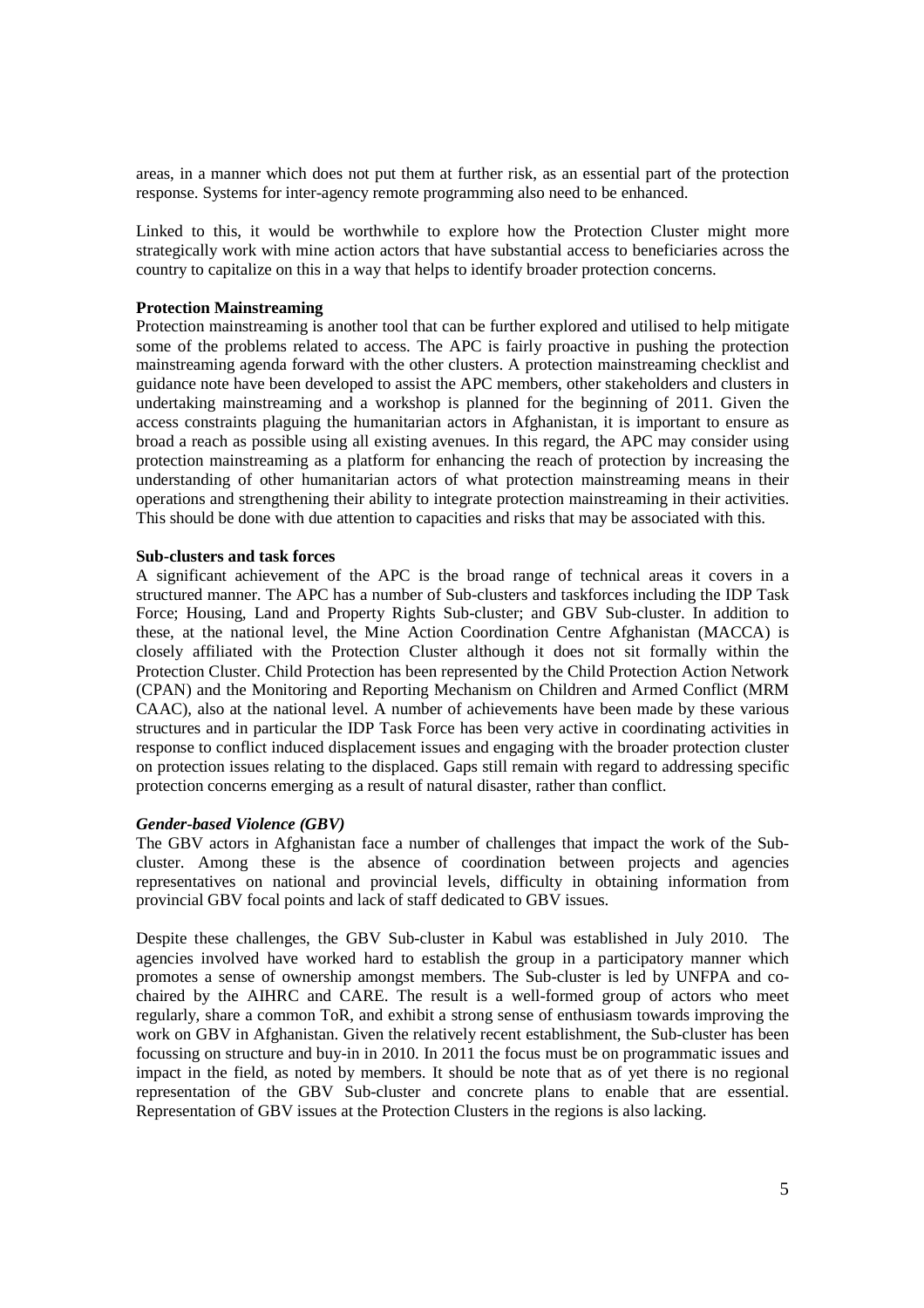areas, in a manner which does not put them at further risk, as an essential part of the protection response. Systems for inter-agency remote programming also need to be enhanced.

Linked to this, it would be worthwhile to explore how the Protection Cluster might more strategically work with mine action actors that have substantial access to beneficiaries across the country to capitalize on this in a way that helps to identify broader protection concerns.

**Protection Mainstreaming**

Protection mainstreaming is another tool that can be further explored and utilised to help mitigate some of the problems related to access. The APC is fairly proactive in pushing the protection mainstreaming agenda forward with the other clusters. A protection mainstreaming checklist and guidance note have been developed to assist the APC members, other stakeholders and clusters in undertaking mainstreaming and a workshop is planned for the beginning of 2011. Given the access constraints plaguing the humanitarian actors in Afghanistan, it is important to ensure as broad a reach as possible using all existing avenues. In this regard, the APC may consider using protection mainstreaming as a platform for enhancing the reach of protection by increasing the understanding of other humanitarian actors of what protection mainstreaming means in their operations and strengthening their ability to integrate protection mainstreaming in their activities. This should be done with due attention to capacities and risks that may be associated with this.

**Sub-clusters and task forces**

A significant achievement of the APC is the broad range of technical areas it covers in a structured manner. The APC has a number of Sub-clusters and taskforces including the IDP Task Force; Housing, Land and Property Rights Sub-cluster; and GBV Sub-cluster. In addition to these, at the national level, the Mine Action Coordination Centre Afghanistan (MACCA) is closely affiliated with the Protection Cluster although it does not sit formally within the Protection Cluster. Child Protection has been represented by the Child Protection Action Network (CPAN) and the Monitoring and Reporting Mechanism on Children and Armed Conflict (MRM CAAC), also at the national level. A number of achievements have been made by these various structures and in particular the IDP Task Force has been very active in coordinating activities in response to conflict induced displacement issues and engaging with the broader protection cluster on protection issues relating to the displaced. Gaps still remain with regard to addressing specific protection concerns emerging as a result of natural disaster, rather than conflict.

***Gender-based Violence (GBV)***

The GBV actors in Afghanistan face a number of challenges that impact the work of the Sub-cluster. Among these is the absence of coordination between projects and agencies representatives on national and provincial levels, difficulty in obtaining information from provincial GBV focal points and lack of staff dedicated to GBV issues.

Despite these challenges, the GBV Sub-cluster in Kabul was established in July 2010. The agencies involved have worked hard to establish the group in a participatory manner which promotes a sense of ownership amongst members. The Sub-cluster is led by UNFPA and co-chaired by the AIHRC and CARE. The result is a well-formed group of actors who meet regularly, share a common ToR, and exhibit a strong sense of enthusiasm towards improving the work on GBV in Afghanistan. Given the relatively recent establishment, the Sub-cluster has been focussing on structure and buy-in in 2010. In 2011 the focus must be on programmatic issues and impact in the field, as noted by members. It should be note that as of yet there is no regional representation of the GBV Sub-cluster and concrete plans to enable that are essential. Representation of GBV issues at the Protection Clusters in the regions is also lacking.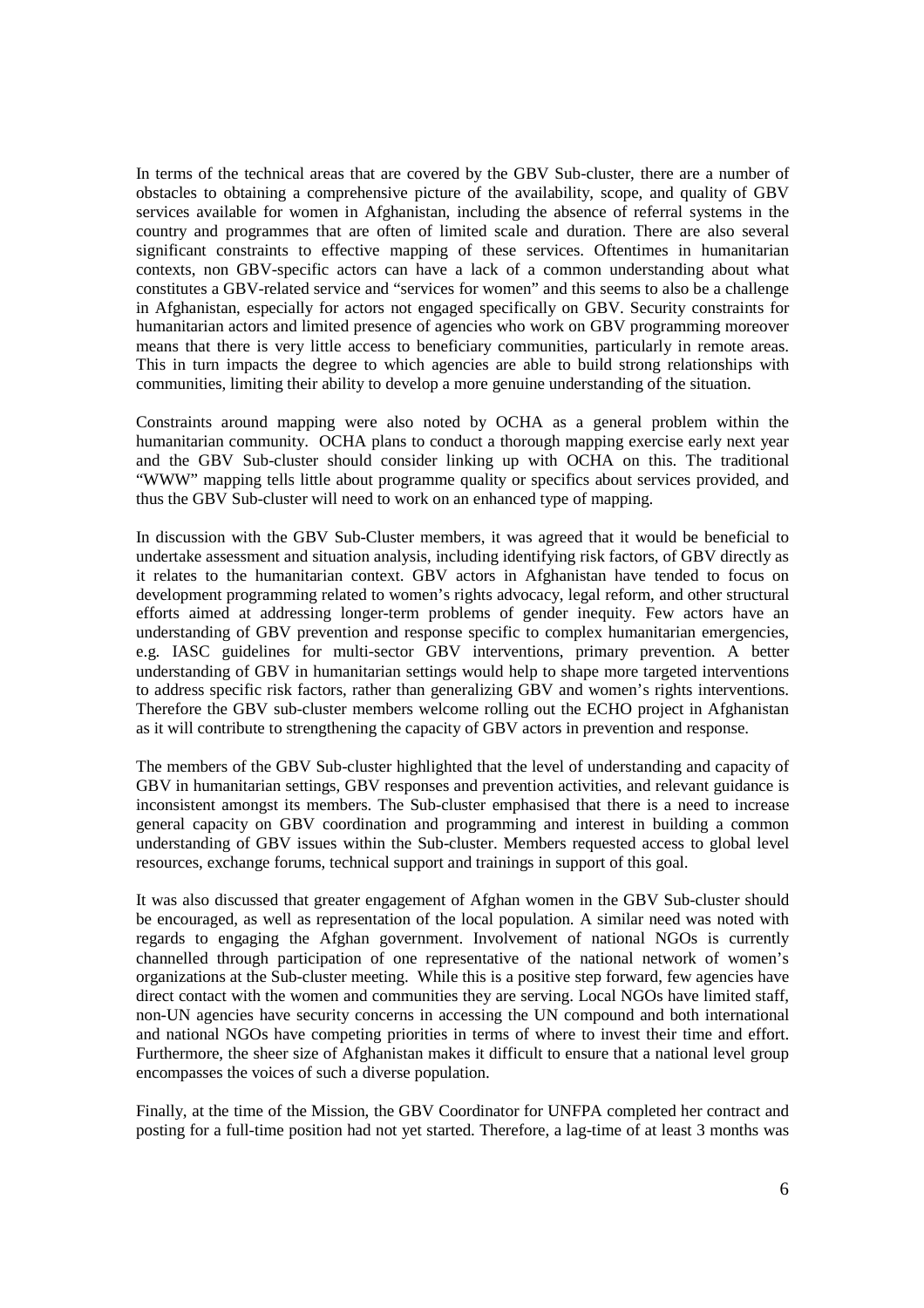In terms of the technical areas that are covered by the GBV Sub-cluster, there are a number of obstacles to obtaining a comprehensive picture of the availability, scope, and quality of GBV services available for women in Afghanistan, including the absence of referral systems in the country and programmes that are often of limited scale and duration. There are also several significant constraints to effective mapping of these services. Oftentimes in humanitarian contexts, non GBV-specific actors can have a lack of a common understanding about what constitutes a GBV-related service and "services for women" and this seems to also be a challenge in Afghanistan, especially for actors not engaged specifically on GBV. Security constraints for humanitarian actors and limited presence of agencies who work on GBV programming moreover means that there is very little access to beneficiary communities, particularly in remote areas. This in turn impacts the degree to which agencies are able to build strong relationships with communities, limiting their ability to develop a more genuine understanding of the situation.

Constraints around mapping were also noted by OCHA as a general problem within the humanitarian community. OCHA plans to conduct a thorough mapping exercise early next year and the GBV Sub-cluster should consider linking up with OCHA on this. The traditional "WWW" mapping tells little about programme quality or specifics about services provided, and thus the GBV Sub-cluster will need to work on an enhanced type of mapping.

In discussion with the GBV Sub-Cluster members, it was agreed that it would be beneficial to undertake assessment and situation analysis, including identifying risk factors, of GBV directly as it relates to the humanitarian context. GBV actors in Afghanistan have tended to focus on development programming related to women's rights advocacy, legal reform, and other structural efforts aimed at addressing longer-term problems of gender inequity. Few actors have an understanding of GBV prevention and response specific to complex humanitarian emergencies, e.g. IASC guidelines for multi-sector GBV interventions, primary prevention. A better understanding of GBV in humanitarian settings would help to shape more targeted interventions to address specific risk factors, rather than generalizing GBV and women's rights interventions. Therefore the GBV sub-cluster members welcome rolling out the ECHO project in Afghanistan as it will contribute to strengthening the capacity of GBV actors in prevention and response.

The members of the GBV Sub-cluster highlighted that the level of understanding and capacity of GBV in humanitarian settings, GBV responses and prevention activities, and relevant guidance is inconsistent amongst its members. The Sub-cluster emphasised that there is a need to increase general capacity on GBV coordination and programming and interest in building a common understanding of GBV issues within the Sub-cluster. Members requested access to global level resources, exchange forums, technical support and trainings in support of this goal.

It was also discussed that greater engagement of Afghan women in the GBV Sub-cluster should be encouraged, as well as representation of the local population. A similar need was noted with regards to engaging the Afghan government. Involvement of national NGOs is currently channelled through participation of one representative of the national network of women's organizations at the Sub-cluster meeting. While this is a positive step forward, few agencies have direct contact with the women and communities they are serving. Local NGOs have limited staff, non-UN agencies have security concerns in accessing the UN compound and both international and national NGOs have competing priorities in terms of where to invest their time and effort. Furthermore, the sheer size of Afghanistan makes it difficult to ensure that a national level group encompasses the voices of such a diverse population.

Finally, at the time of the Mission, the GBV Coordinator for UNFPA completed her contract and posting for a full-time position had not yet started. Therefore, a lag-time of at least 3 months was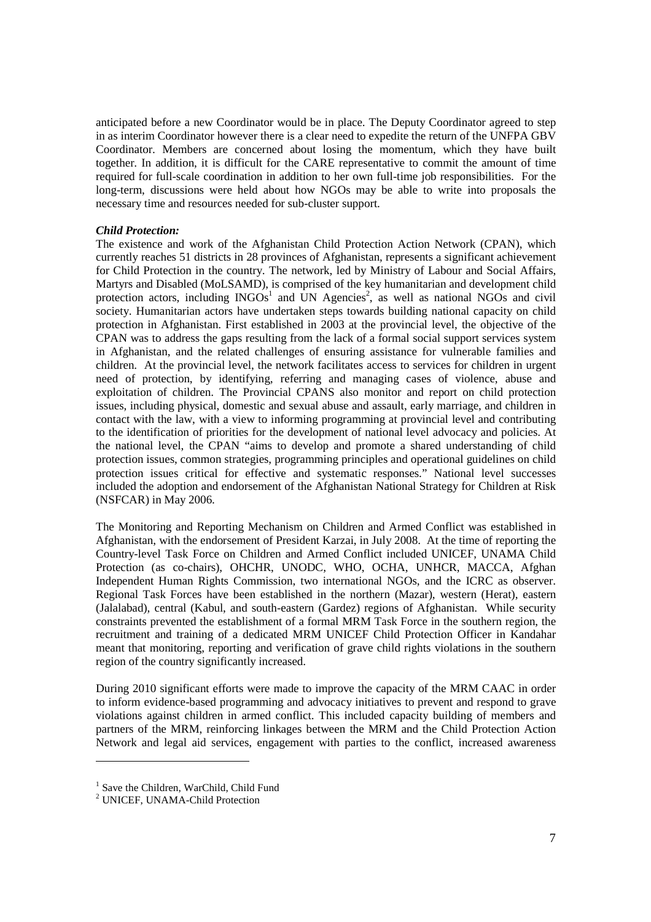anticipated before a new Coordinator would be in place. The Deputy Coordinator agreed to step in as interim Coordinator however there is a clear need to expedite the return of the UNFPA GBV Coordinator. Members are concerned about losing the momentum, which they have built together. In addition, it is difficult for the CARE representative to commit the amount of time required for full-scale coordination in addition to her own full-time job responsibilities. For the long-term, discussions were held about how NGOs may be able to write into proposals the necessary time and resources needed for sub-cluster support.

***Child Protection:***

The existence and work of the Afghanistan Child Protection Action Network (CPAN), which currently reaches 51 districts in 28 provinces of Afghanistan, represents a significant achievement for Child Protection in the country. The network, led by Ministry of Labour and Social Affairs, Martyrs and Disabled (MoLSAMD), is comprised of the key humanitarian and development child protection actors, including INGOs[1] and UN Agencies[2], as well as national NGOs and civil society. Humanitarian actors have undertaken steps towards building national capacity on child protection in Afghanistan. First established in 2003 at the provincial level, the objective of the CPAN was to address the gaps resulting from the lack of a formal social support services system in Afghanistan, and the related challenges of ensuring assistance for vulnerable families and children. At the provincial level, the network facilitates access to services for children in urgent need of protection, by identifying, referring and managing cases of violence, abuse and exploitation of children. The Provincial CPANS also monitor and report on child protection issues, including physical, domestic and sexual abuse and assault, early marriage, and children in contact with the law, with a view to informing programming at provincial level and contributing to the identification of priorities for the development of national level advocacy and policies. At the national level, the CPAN "aims to develop and promote a shared understanding of child protection issues, common strategies, programming principles and operational guidelines on child protection issues critical for effective and systematic responses." National level successes included the adoption and endorsement of the Afghanistan National Strategy for Children at Risk (NSFCAR) in May 2006.

The Monitoring and Reporting Mechanism on Children and Armed Conflict was established in Afghanistan, with the endorsement of President Karzai, in July 2008. At the time of reporting the Country-level Task Force on Children and Armed Conflict included UNICEF, UNAMA Child Protection (as co-chairs), OHCHR, UNODC, WHO, OCHA, UNHCR, MACCA, Afghan Independent Human Rights Commission, two international NGOs, and the ICRC as observer. Regional Task Forces have been established in the northern (Mazar), western (Herat), eastern (Jalalabad), central (Kabul, and south-eastern (Gardez) regions of Afghanistan. While security constraints prevented the establishment of a formal MRM Task Force in the southern region, the recruitment and training of a dedicated MRM UNICEF Child Protection Officer in Kandahar meant that monitoring, reporting and verification of grave child rights violations in the southern region of the country significantly increased.

During 2010 significant efforts were made to improve the capacity of the MRM CAAC in order to inform evidence-based programming and advocacy initiatives to prevent and respond to grave violations against children in armed conflict. This included capacity building of members and partners of the MRM, reinforcing linkages between the MRM and the Child Protection Action Network and legal aid services, engagement with parties to the conflict, increased awareness

---

[1] Save the Children, WarChild, Child Fund

[2] UNICEF, UNAMA-Child Protection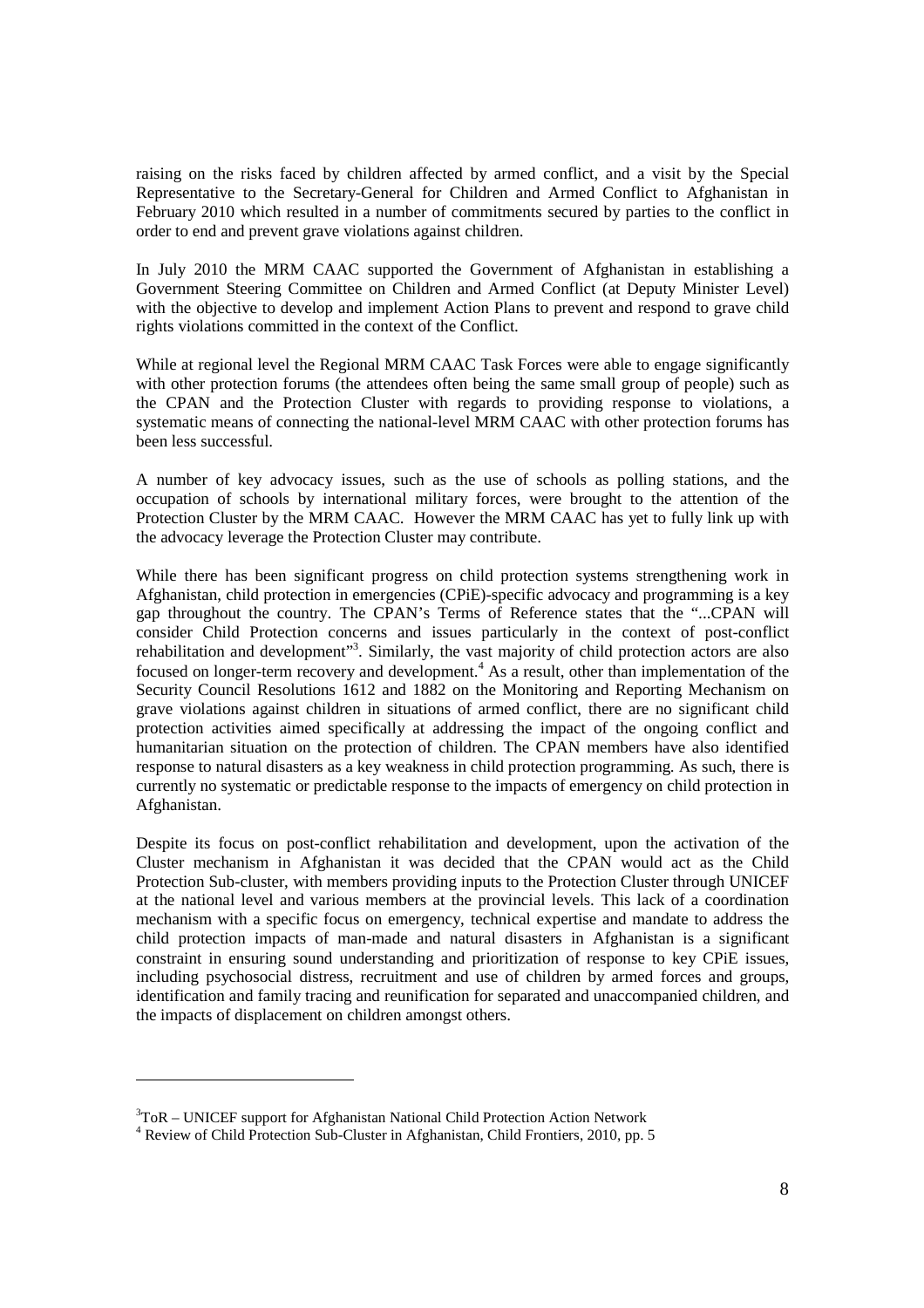raising on the risks faced by children affected by armed conflict, and a visit by the Special Representative to the Secretary-General for Children and Armed Conflict to Afghanistan in February 2010 which resulted in a number of commitments secured by parties to the conflict in order to end and prevent grave violations against children.

In July 2010 the MRM CAAC supported the Government of Afghanistan in establishing a Government Steering Committee on Children and Armed Conflict (at Deputy Minister Level) with the objective to develop and implement Action Plans to prevent and respond to grave child rights violations committed in the context of the Conflict.

While at regional level the Regional MRM CAAC Task Forces were able to engage significantly with other protection forums (the attendees often being the same small group of people) such as the CPAN and the Protection Cluster with regards to providing response to violations, a systematic means of connecting the national-level MRM CAAC with other protection forums has been less successful.

A number of key advocacy issues, such as the use of schools as polling stations, and the occupation of schools by international military forces, were brought to the attention of the Protection Cluster by the MRM CAAC. However the MRM CAAC has yet to fully link up with the advocacy leverage the Protection Cluster may contribute.

While there has been significant progress on child protection systems strengthening work in Afghanistan, child protection in emergencies (CPiE)-specific advocacy and programming is a key gap throughout the country. The CPAN's Terms of Reference states that the "...CPAN will consider Child Protection concerns and issues particularly in the context of post-conflict rehabilitation and development"[3]. Similarly, the vast majority of child protection actors are also focused on longer-term recovery and development.[4] As a result, other than implementation of the Security Council Resolutions 1612 and 1882 on the Monitoring and Reporting Mechanism on grave violations against children in situations of armed conflict, there are no significant child protection activities aimed specifically at addressing the impact of the ongoing conflict and humanitarian situation on the protection of children. The CPAN members have also identified response to natural disasters as a key weakness in child protection programming. As such, there is currently no systematic or predictable response to the impacts of emergency on child protection in Afghanistan.

Despite its focus on post-conflict rehabilitation and development, upon the activation of the Cluster mechanism in Afghanistan it was decided that the CPAN would act as the Child Protection Sub-cluster, with members providing inputs to the Protection Cluster through UNICEF at the national level and various members at the provincial levels. This lack of a coordination mechanism with a specific focus on emergency, technical expertise and mandate to address the child protection impacts of man-made and natural disasters in Afghanistan is a significant constraint in ensuring sound understanding and prioritization of response to key CPiE issues, including psychosocial distress, recruitment and use of children by armed forces and groups, identification and family tracing and reunification for separated and unaccompanied children, and the impacts of displacement on children amongst others.

---

[3] ToR – UNICEF support for Afghanistan National Child Protection Action Network

[4] Review of Child Protection Sub-Cluster in Afghanistan, Child Frontiers, 2010, pp. 5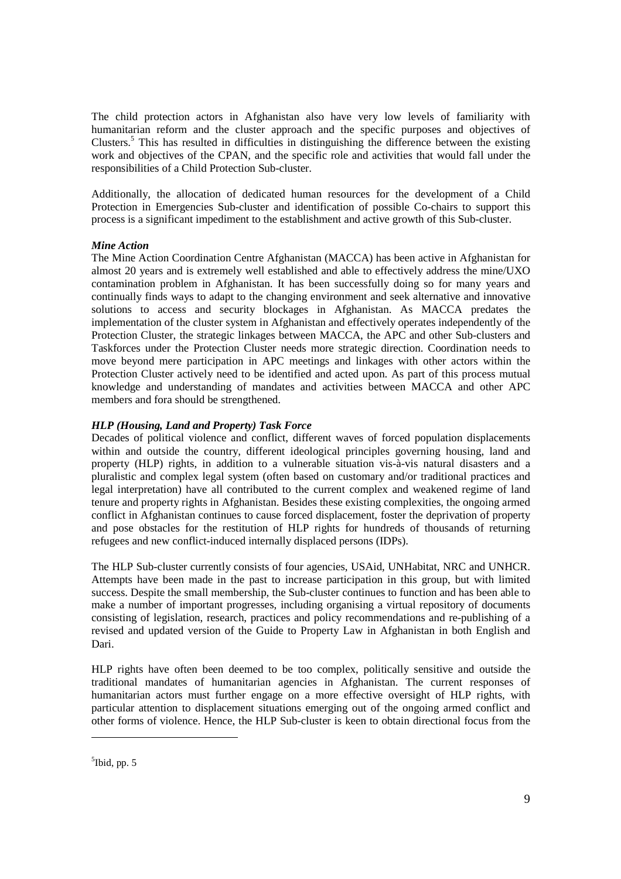The child protection actors in Afghanistan also have very low levels of familiarity with humanitarian reform and the cluster approach and the specific purposes and objectives of Clusters.[5] This has resulted in difficulties in distinguishing the difference between the existing work and objectives of the CPAN, and the specific role and activities that would fall under the responsibilities of a Child Protection Sub-cluster.

Additionally, the allocation of dedicated human resources for the development of a Child Protection in Emergencies Sub-cluster and identification of possible Co-chairs to support this process is a significant impediment to the establishment and active growth of this Sub-cluster.

***Mine Action***

The Mine Action Coordination Centre Afghanistan (MACCA) has been active in Afghanistan for almost 20 years and is extremely well established and able to effectively address the mine/UXO contamination problem in Afghanistan. It has been successfully doing so for many years and continually finds ways to adapt to the changing environment and seek alternative and innovative solutions to access and security blockages in Afghanistan. As MACCA predates the implementation of the cluster system in Afghanistan and effectively operates independently of the Protection Cluster, the strategic linkages between MACCA, the APC and other Sub-clusters and Taskforces under the Protection Cluster needs more strategic direction. Coordination needs to move beyond mere participation in APC meetings and linkages with other actors within the Protection Cluster actively need to be identified and acted upon. As part of this process mutual knowledge and understanding of mandates and activities between MACCA and other APC members and fora should be strengthened.

***HLP (Housing, Land and Property) Task Force***

Decades of political violence and conflict, different waves of forced population displacements within and outside the country, different ideological principles governing housing, land and property (HLP) rights, in addition to a vulnerable situation vis-à-vis natural disasters and a pluralistic and complex legal system (often based on customary and/or traditional practices and legal interpretation) have all contributed to the current complex and weakened regime of land tenure and property rights in Afghanistan. Besides these existing complexities, the ongoing armed conflict in Afghanistan continues to cause forced displacement, foster the deprivation of property and pose obstacles for the restitution of HLP rights for hundreds of thousands of returning refugees and new conflict-induced internally displaced persons (IDPs).

The HLP Sub-cluster currently consists of four agencies, USAid, UNHabitat, NRC and UNHCR. Attempts have been made in the past to increase participation in this group, but with limited success. Despite the small membership, the Sub-cluster continues to function and has been able to make a number of important progresses, including organising a virtual repository of documents consisting of legislation, research, practices and policy recommendations and re-publishing of a revised and updated version of the Guide to Property Law in Afghanistan in both English and Dari.

HLP rights have often been deemed to be too complex, politically sensitive and outside the traditional mandates of humanitarian agencies in Afghanistan. The current responses of humanitarian actors must further engage on a more effective oversight of HLP rights, with particular attention to displacement situations emerging out of the ongoing armed conflict and other forms of violence. Hence, the HLP Sub-cluster is keen to obtain directional focus from the

---

[5] Ibid, pp. 5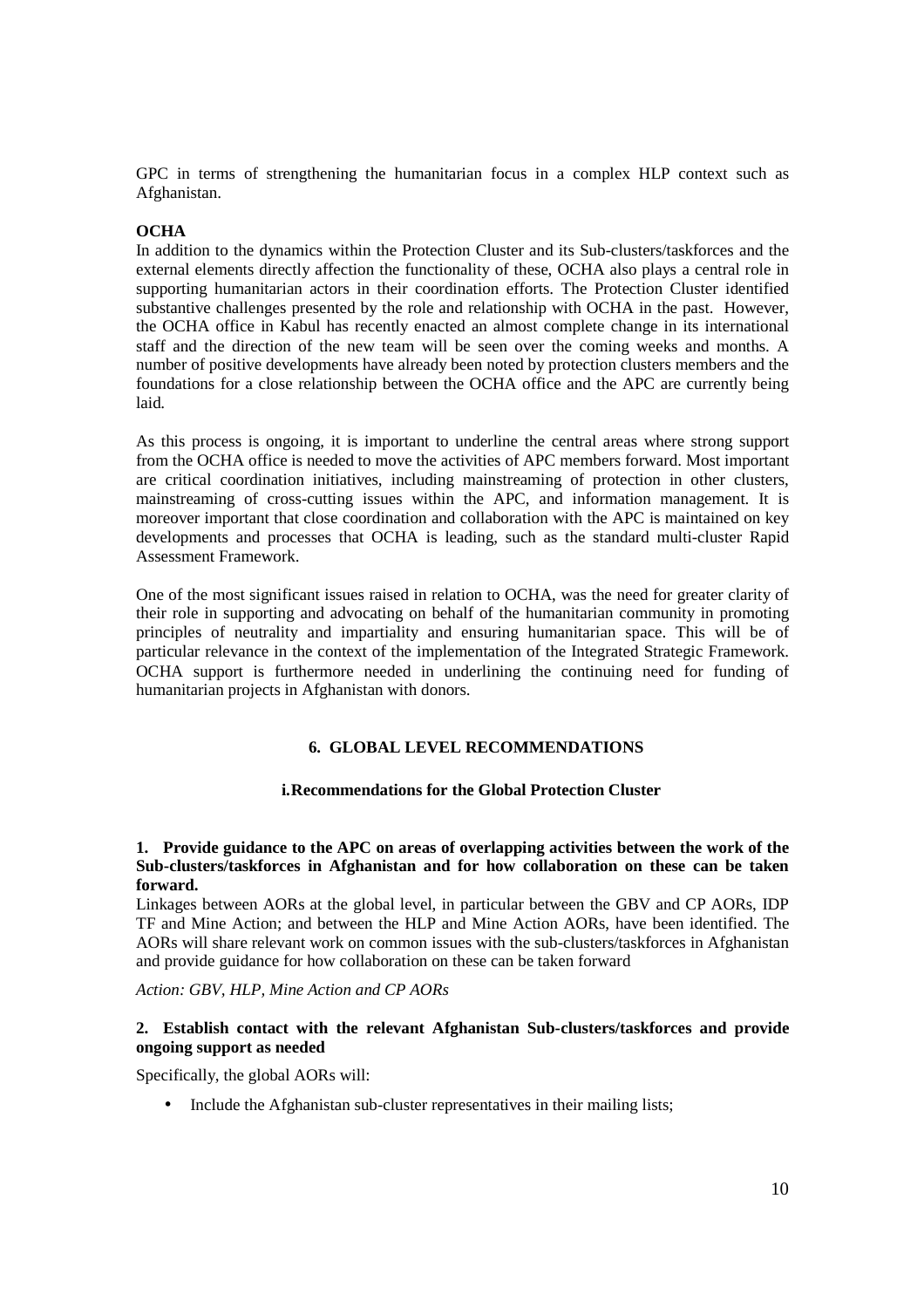GPC in terms of strengthening the humanitarian focus in a complex HLP context such as Afghanistan.

**OCHA**

In addition to the dynamics within the Protection Cluster and its Sub-clusters/taskforces and the external elements directly affection the functionality of these, OCHA also plays a central role in supporting humanitarian actors in their coordination efforts. The Protection Cluster identified substantive challenges presented by the role and relationship with OCHA in the past. However, the OCHA office in Kabul has recently enacted an almost complete change in its international staff and the direction of the new team will be seen over the coming weeks and months. A number of positive developments have already been noted by protection clusters members and the foundations for a close relationship between the OCHA office and the APC are currently being laid.

As this process is ongoing, it is important to underline the central areas where strong support from the OCHA office is needed to move the activities of APC members forward. Most important are critical coordination initiatives, including mainstreaming of protection in other clusters, mainstreaming of cross-cutting issues within the APC, and information management. It is moreover important that close coordination and collaboration with the APC is maintained on key developments and processes that OCHA is leading, such as the standard multi-cluster Rapid Assessment Framework.

One of the most significant issues raised in relation to OCHA, was the need for greater clarity of their role in supporting and advocating on behalf of the humanitarian community in promoting principles of neutrality and impartiality and ensuring humanitarian space. This will be of particular relevance in the context of the implementation of the Integrated Strategic Framework. OCHA support is furthermore needed in underlining the continuing need for funding of humanitarian projects in Afghanistan with donors.

## 6. GLOBAL LEVEL RECOMMENDATIONS

### i. Recommendations for the Global Protection Cluster

**1. Provide guidance to the APC on areas of overlapping activities between the work of the Sub-clusters/taskforces in Afghanistan and for how collaboration on these can be taken forward.**

Linkages between AORs at the global level, in particular between the GBV and CP AORs, IDP TF and Mine Action; and between the HLP and Mine Action AORs, have been identified. The AORs will share relevant work on common issues with the sub-clusters/taskforces in Afghanistan and provide guidance for how collaboration on these can be taken forward

*Action: GBV, HLP, Mine Action and CP AORs*

**2. Establish contact with the relevant Afghanistan Sub-clusters/taskforces and provide ongoing support as needed**

Specifically, the global AORs will:

- Include the Afghanistan sub-cluster representatives in their mailing lists;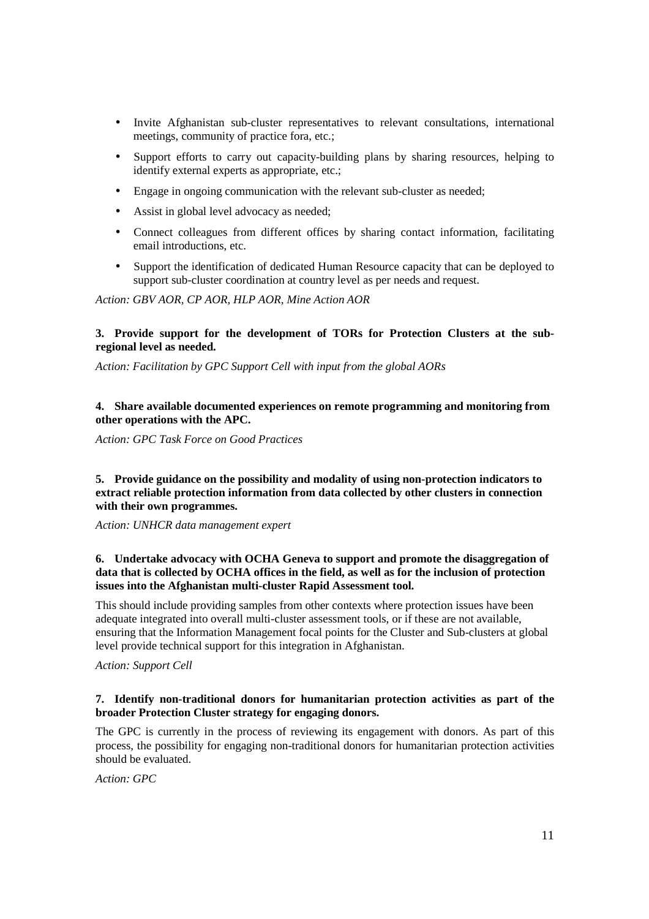- Invite Afghanistan sub-cluster representatives to relevant consultations, international meetings, community of practice fora, etc.;
- Support efforts to carry out capacity-building plans by sharing resources, helping to identify external experts as appropriate, etc.;
- Engage in ongoing communication with the relevant sub-cluster as needed;
- Assist in global level advocacy as needed;
- Connect colleagues from different offices by sharing contact information, facilitating email introductions, etc.
- Support the identification of dedicated Human Resource capacity that can be deployed to support sub-cluster coordination at country level as per needs and request.

*Action: GBV AOR, CP AOR, HLP AOR, Mine Action AOR*

**3. Provide support for the development of TORs for Protection Clusters at the sub-regional level as needed.**

*Action: Facilitation by GPC Support Cell with input from the global AORs*

**4. Share available documented experiences on remote programming and monitoring from other operations with the APC.**

*Action: GPC Task Force on Good Practices*

**5. Provide guidance on the possibility and modality of using non-protection indicators to extract reliable protection information from data collected by other clusters in connection with their own programmes.**

*Action: UNHCR data management expert*

**6. Undertake advocacy with OCHA Geneva to support and promote the disaggregation of data that is collected by OCHA offices in the field, as well as for the inclusion of protection issues into the Afghanistan multi-cluster Rapid Assessment tool.**

This should include providing samples from other contexts where protection issues have been adequate integrated into overall multi-cluster assessment tools, or if these are not available, ensuring that the Information Management focal points for the Cluster and Sub-clusters at global level provide technical support for this integration in Afghanistan.

*Action: Support Cell*

**7. Identify non-traditional donors for humanitarian protection activities as part of the broader Protection Cluster strategy for engaging donors.**

The GPC is currently in the process of reviewing its engagement with donors. As part of this process, the possibility for engaging non-traditional donors for humanitarian protection activities should be evaluated.

*Action: GPC*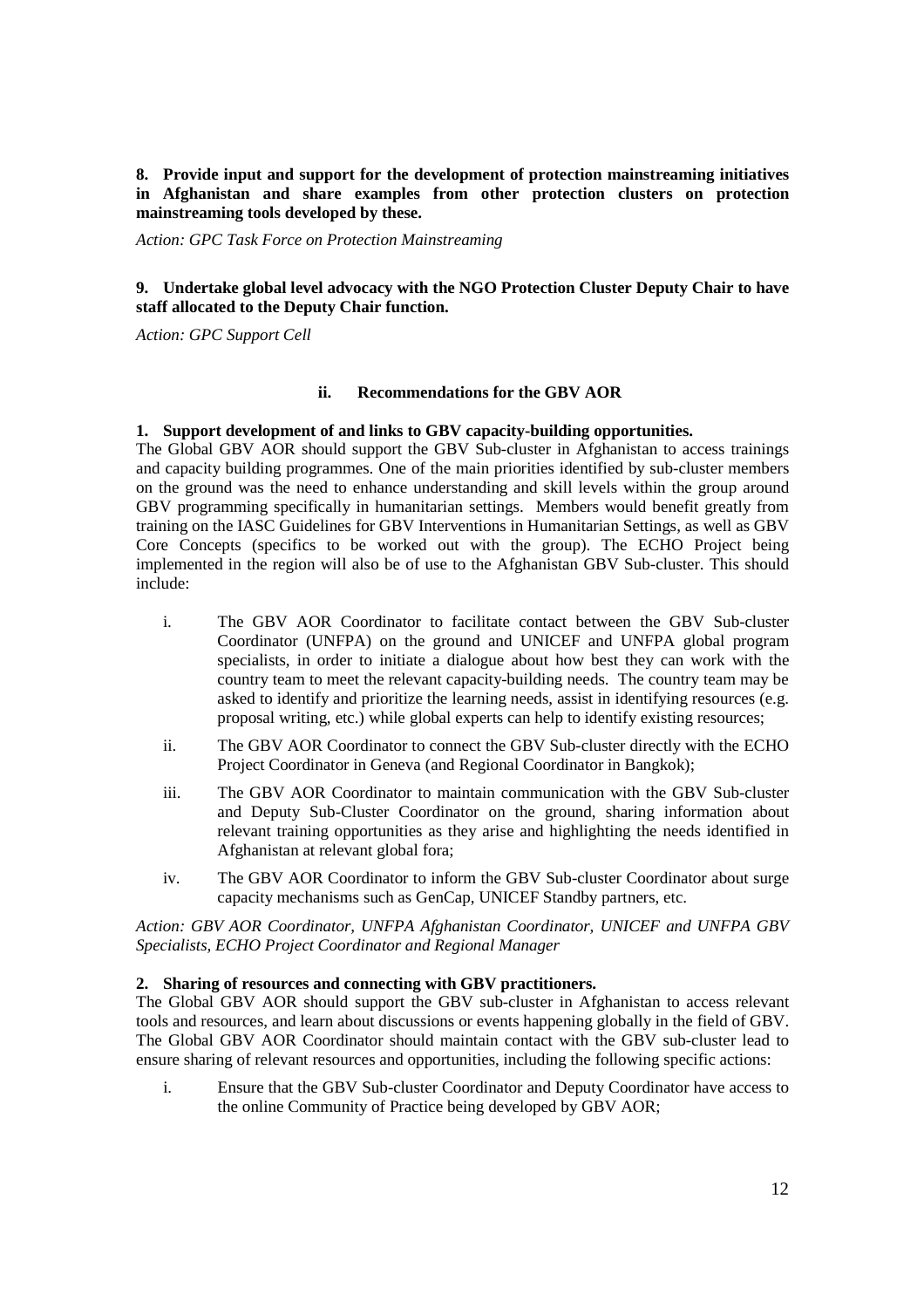**8. Provide input and support for the development of protection mainstreaming initiatives in Afghanistan and share examples from other protection clusters on protection mainstreaming tools developed by these.**

*Action: GPC Task Force on Protection Mainstreaming*

**9. Undertake global level advocacy with the NGO Protection Cluster Deputy Chair to have staff allocated to the Deputy Chair function.**

*Action: GPC Support Cell*

### ii. Recommendations for the GBV AOR

**1. Support development of and links to GBV capacity-building opportunities.**

The Global GBV AOR should support the GBV Sub-cluster in Afghanistan to access trainings and capacity building programmes. One of the main priorities identified by sub-cluster members on the ground was the need to enhance understanding and skill levels within the group around GBV programming specifically in humanitarian settings. Members would benefit greatly from training on the IASC Guidelines for GBV Interventions in Humanitarian Settings, as well as GBV Core Concepts (specifics to be worked out with the group). The ECHO Project being implemented in the region will also be of use to the Afghanistan GBV Sub-cluster. This should include:

i. The GBV AOR Coordinator to facilitate contact between the GBV Sub-cluster Coordinator (UNFPA) on the ground and UNICEF and UNFPA global program specialists, in order to initiate a dialogue about how best they can work with the country team to meet the relevant capacity-building needs. The country team may be asked to identify and prioritize the learning needs, assist in identifying resources (e.g. proposal writing, etc.) while global experts can help to identify existing resources;

ii. The GBV AOR Coordinator to connect the GBV Sub-cluster directly with the ECHO Project Coordinator in Geneva (and Regional Coordinator in Bangkok);

iii. The GBV AOR Coordinator to maintain communication with the GBV Sub-cluster and Deputy Sub-Cluster Coordinator on the ground, sharing information about relevant training opportunities as they arise and highlighting the needs identified in Afghanistan at relevant global fora;

iv. The GBV AOR Coordinator to inform the GBV Sub-cluster Coordinator about surge capacity mechanisms such as GenCap, UNICEF Standby partners, etc.

*Action: GBV AOR Coordinator, UNFPA Afghanistan Coordinator, UNICEF and UNFPA GBV Specialists, ECHO Project Coordinator and Regional Manager*

**2. Sharing of resources and connecting with GBV practitioners.**

The Global GBV AOR should support the GBV sub-cluster in Afghanistan to access relevant tools and resources, and learn about discussions or events happening globally in the field of GBV. The Global GBV AOR Coordinator should maintain contact with the GBV sub-cluster lead to ensure sharing of relevant resources and opportunities, including the following specific actions:

i. Ensure that the GBV Sub-cluster Coordinator and Deputy Coordinator have access to the online Community of Practice being developed by GBV AOR;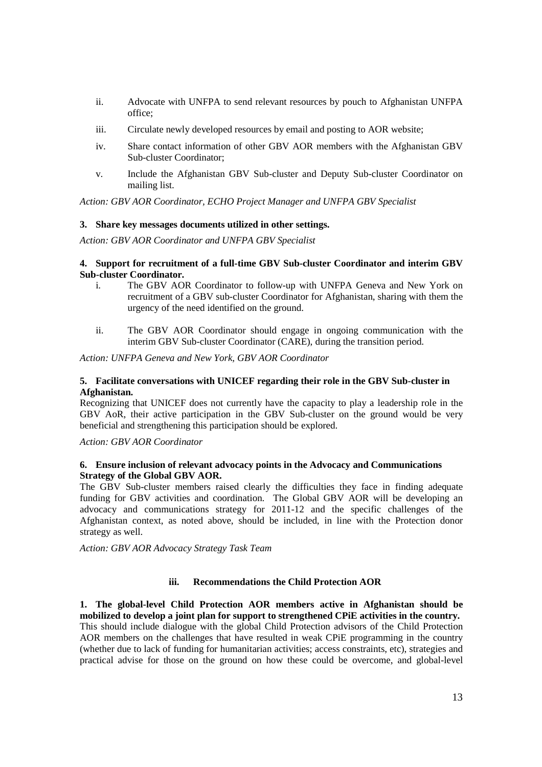ii. Advocate with UNFPA to send relevant resources by pouch to Afghanistan UNFPA office;

iii. Circulate newly developed resources by email and posting to AOR website;

iv. Share contact information of other GBV AOR members with the Afghanistan GBV Sub-cluster Coordinator;

v. Include the Afghanistan GBV Sub-cluster and Deputy Sub-cluster Coordinator on mailing list.

*Action: GBV AOR Coordinator, ECHO Project Manager and UNFPA GBV Specialist*

**3. Share key messages documents utilized in other settings.**

*Action: GBV AOR Coordinator and UNFPA GBV Specialist*

**4. Support for recruitment of a full-time GBV Sub-cluster Coordinator and interim GBV Sub-cluster Coordinator.**

i. The GBV AOR Coordinator to follow-up with UNFPA Geneva and New York on recruitment of a GBV sub-cluster Coordinator for Afghanistan, sharing with them the urgency of the need identified on the ground.

ii. The GBV AOR Coordinator should engage in ongoing communication with the interim GBV Sub-cluster Coordinator (CARE), during the transition period.

*Action: UNFPA Geneva and New York, GBV AOR Coordinator*

**5. Facilitate conversations with UNICEF regarding their role in the GBV Sub-cluster in Afghanistan.**

Recognizing that UNICEF does not currently have the capacity to play a leadership role in the GBV AoR, their active participation in the GBV Sub-cluster on the ground would be very beneficial and strengthening this participation should be explored.

*Action: GBV AOR Coordinator*

**6. Ensure inclusion of relevant advocacy points in the Advocacy and Communications Strategy of the Global GBV AOR.**

The GBV Sub-cluster members raised clearly the difficulties they face in finding adequate funding for GBV activities and coordination. The Global GBV AOR will be developing an advocacy and communications strategy for 2011-12 and the specific challenges of the Afghanistan context, as noted above, should be included, in line with the Protection donor strategy as well.

*Action: GBV AOR Advocacy Strategy Task Team*

### iii. Recommendations the Child Protection AOR

**1. The global-level Child Protection AOR members active in Afghanistan should be mobilized to develop a joint plan for support to strengthened CPiE activities in the country.**

This should include dialogue with the global Child Protection advisors of the Child Protection AOR members on the challenges that have resulted in weak CPiE programming in the country (whether due to lack of funding for humanitarian activities; access constraints, etc), strategies and practical advise for those on the ground on how these could be overcome, and global-level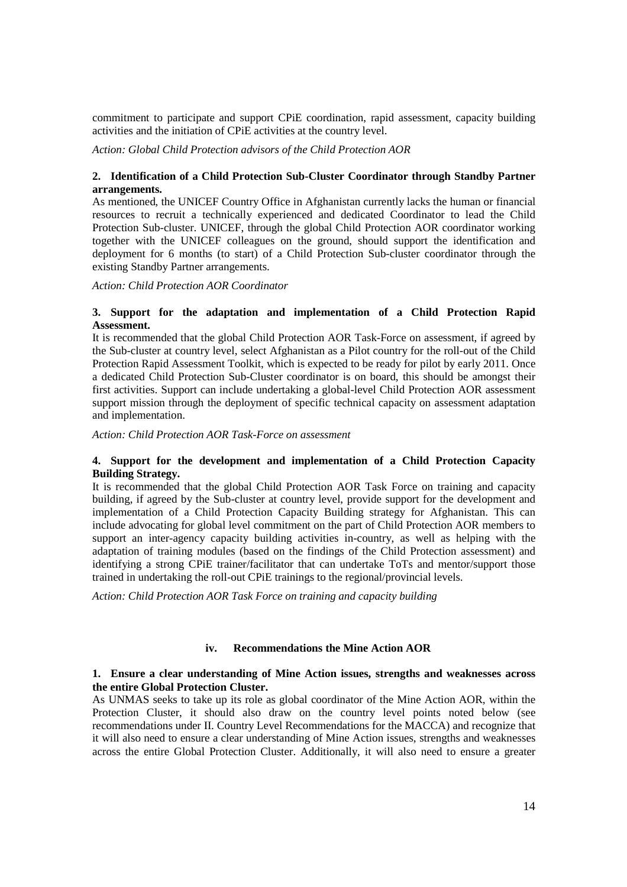commitment to participate and support CPiE coordination, rapid assessment, capacity building activities and the initiation of CPiE activities at the country level.

*Action: Global Child Protection advisors of the Child Protection AOR*

**2. Identification of a Child Protection Sub-Cluster Coordinator through Standby Partner arrangements.**

As mentioned, the UNICEF Country Office in Afghanistan currently lacks the human or financial resources to recruit a technically experienced and dedicated Coordinator to lead the Child Protection Sub-cluster. UNICEF, through the global Child Protection AOR coordinator working together with the UNICEF colleagues on the ground, should support the identification and deployment for 6 months (to start) of a Child Protection Sub-cluster coordinator through the existing Standby Partner arrangements.

*Action: Child Protection AOR Coordinator*

**3. Support for the adaptation and implementation of a Child Protection Rapid Assessment.**

It is recommended that the global Child Protection AOR Task-Force on assessment, if agreed by the Sub-cluster at country level, select Afghanistan as a Pilot country for the roll-out of the Child Protection Rapid Assessment Toolkit, which is expected to be ready for pilot by early 2011. Once a dedicated Child Protection Sub-Cluster coordinator is on board, this should be amongst their first activities. Support can include undertaking a global-level Child Protection AOR assessment support mission through the deployment of specific technical capacity on assessment adaptation and implementation.

*Action: Child Protection AOR Task-Force on assessment*

**4. Support for the development and implementation of a Child Protection Capacity Building Strategy.**

It is recommended that the global Child Protection AOR Task Force on training and capacity building, if agreed by the Sub-cluster at country level, provide support for the development and implementation of a Child Protection Capacity Building strategy for Afghanistan. This can include advocating for global level commitment on the part of Child Protection AOR members to support an inter-agency capacity building activities in-country, as well as helping with the adaptation of training modules (based on the findings of the Child Protection assessment) and identifying a strong CPiE trainer/facilitator that can undertake ToTs and mentor/support those trained in undertaking the roll-out CPiE trainings to the regional/provincial levels.

*Action: Child Protection AOR Task Force on training and capacity building*

#### iv. Recommendations the Mine Action AOR

**1. Ensure a clear understanding of Mine Action issues, strengths and weaknesses across the entire Global Protection Cluster.**

As UNMAS seeks to take up its role as global coordinator of the Mine Action AOR, within the Protection Cluster, it should also draw on the country level points noted below (see recommendations under II. Country Level Recommendations for the MACCA) and recognize that it will also need to ensure a clear understanding of Mine Action issues, strengths and weaknesses across the entire Global Protection Cluster. Additionally, it will also need to ensure a greater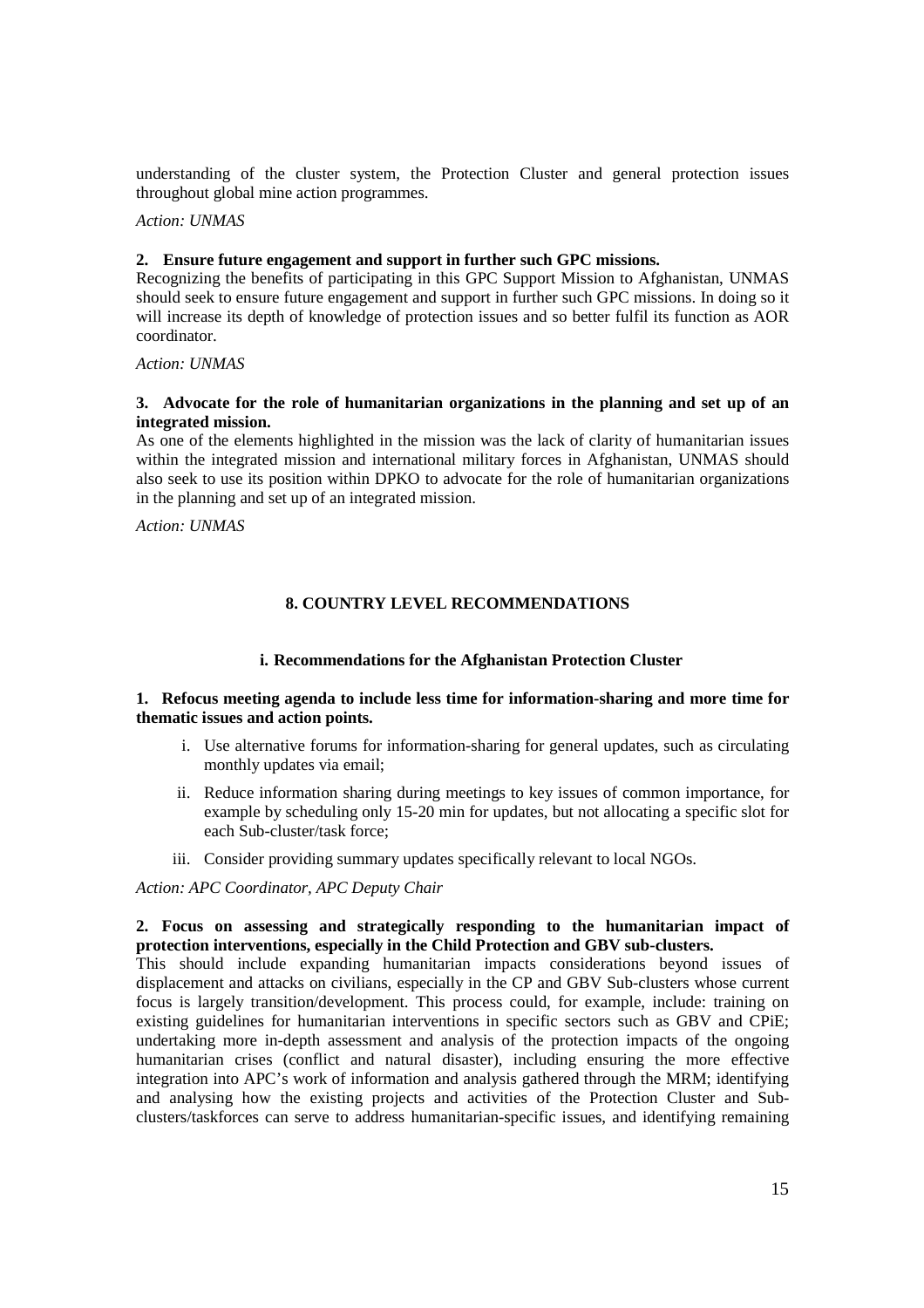understanding of the cluster system, the Protection Cluster and general protection issues throughout global mine action programmes.

*Action: UNMAS*

**2. Ensure future engagement and support in further such GPC missions.**

Recognizing the benefits of participating in this GPC Support Mission to Afghanistan, UNMAS should seek to ensure future engagement and support in further such GPC missions. In doing so it will increase its depth of knowledge of protection issues and so better fulfil its function as AOR coordinator.

*Action: UNMAS*

**3. Advocate for the role of humanitarian organizations in the planning and set up of an integrated mission.**

As one of the elements highlighted in the mission was the lack of clarity of humanitarian issues within the integrated mission and international military forces in Afghanistan, UNMAS should also seek to use its position within DPKO to advocate for the role of humanitarian organizations in the planning and set up of an integrated mission.

*Action: UNMAS*

## 8. COUNTRY LEVEL RECOMMENDATIONS

### i. Recommendations for the Afghanistan Protection Cluster

**1. Refocus meeting agenda to include less time for information-sharing and more time for thematic issues and action points.**

i. Use alternative forums for information-sharing for general updates, such as circulating monthly updates via email;

ii. Reduce information sharing during meetings to key issues of common importance, for example by scheduling only 15-20 min for updates, but not allocating a specific slot for each Sub-cluster/task force;

iii. Consider providing summary updates specifically relevant to local NGOs.

*Action: APC Coordinator, APC Deputy Chair*

**2. Focus on assessing and strategically responding to the humanitarian impact of protection interventions, especially in the Child Protection and GBV sub-clusters.**

This should include expanding humanitarian impacts considerations beyond issues of displacement and attacks on civilians, especially in the CP and GBV Sub-clusters whose current focus is largely transition/development. This process could, for example, include: training on existing guidelines for humanitarian interventions in specific sectors such as GBV and CPiE; undertaking more in-depth assessment and analysis of the protection impacts of the ongoing humanitarian crises (conflict and natural disaster), including ensuring the more effective integration into APC's work of information and analysis gathered through the MRM; identifying and analysing how the existing projects and activities of the Protection Cluster and Sub-clusters/taskforces can serve to address humanitarian-specific issues, and identifying remaining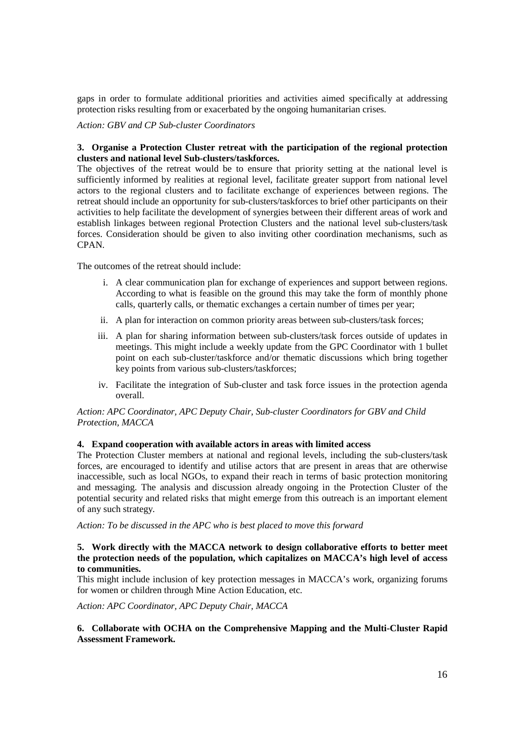gaps in order to formulate additional priorities and activities aimed specifically at addressing protection risks resulting from or exacerbated by the ongoing humanitarian crises.

*Action: GBV and CP Sub-cluster Coordinators*

**3. Organise a Protection Cluster retreat with the participation of the regional protection clusters and national level Sub-clusters/taskforces.**

The objectives of the retreat would be to ensure that priority setting at the national level is sufficiently informed by realities at regional level, facilitate greater support from national level actors to the regional clusters and to facilitate exchange of experiences between regions. The retreat should include an opportunity for sub-clusters/taskforces to brief other participants on their activities to help facilitate the development of synergies between their different areas of work and establish linkages between regional Protection Clusters and the national level sub-clusters/task forces. Consideration should be given to also inviting other coordination mechanisms, such as CPAN.

The outcomes of the retreat should include:

i. A clear communication plan for exchange of experiences and support between regions. According to what is feasible on the ground this may take the form of monthly phone calls, quarterly calls, or thematic exchanges a certain number of times per year;

ii. A plan for interaction on common priority areas between sub-clusters/task forces;

iii. A plan for sharing information between sub-clusters/task forces outside of updates in meetings. This might include a weekly update from the GPC Coordinator with 1 bullet point on each sub-cluster/taskforce and/or thematic discussions which bring together key points from various sub-clusters/taskforces;

iv. Facilitate the integration of Sub-cluster and task force issues in the protection agenda overall.

*Action: APC Coordinator, APC Deputy Chair, Sub-cluster Coordinators for GBV and Child Protection, MACCA*

**4. Expand cooperation with available actors in areas with limited access**

The Protection Cluster members at national and regional levels, including the sub-clusters/task forces, are encouraged to identify and utilise actors that are present in areas that are otherwise inaccessible, such as local NGOs, to expand their reach in terms of basic protection monitoring and messaging. The analysis and discussion already ongoing in the Protection Cluster of the potential security and related risks that might emerge from this outreach is an important element of any such strategy.

*Action: To be discussed in the APC who is best placed to move this forward*

**5. Work directly with the MACCA network to design collaborative efforts to better meet the protection needs of the population, which capitalizes on MACCA's high level of access to communities.**

This might include inclusion of key protection messages in MACCA's work, organizing forums for women or children through Mine Action Education, etc.

*Action: APC Coordinator, APC Deputy Chair, MACCA*

**6. Collaborate with OCHA on the Comprehensive Mapping and the Multi-Cluster Rapid Assessment Framework.**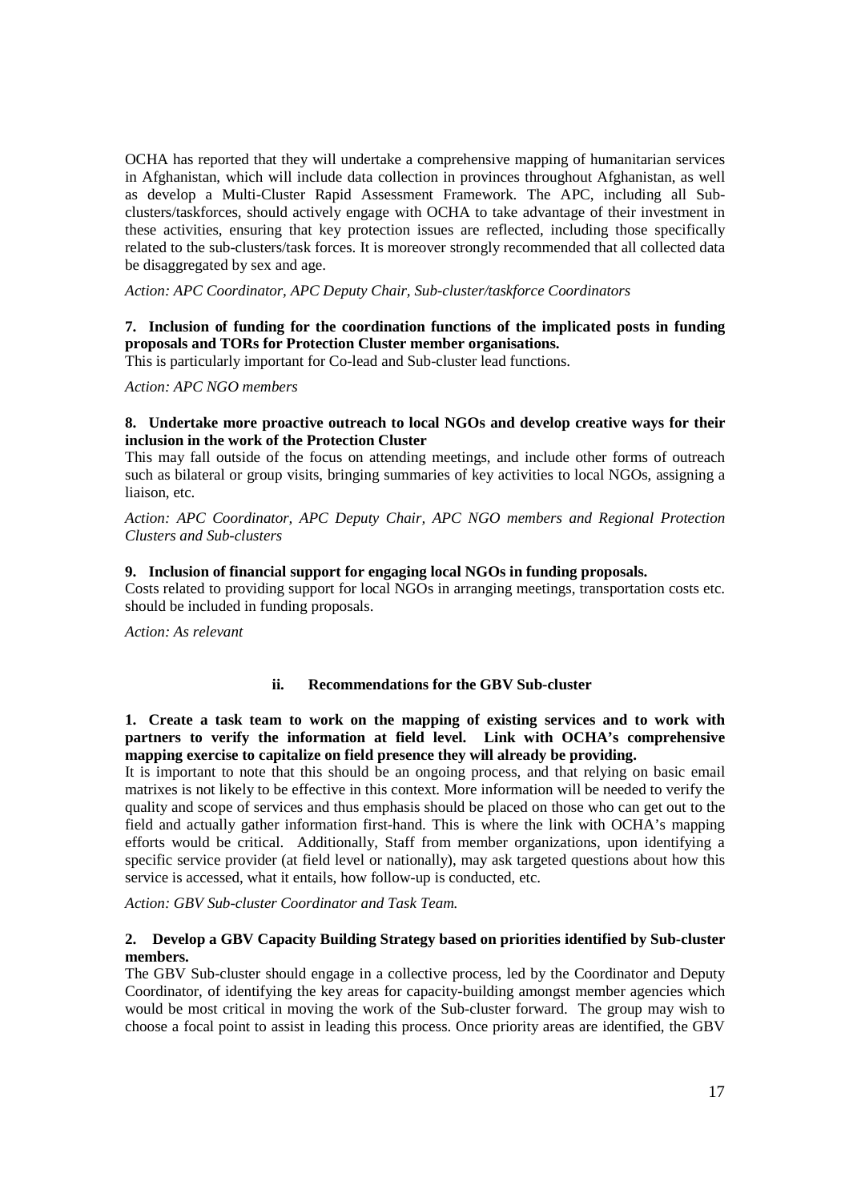OCHA has reported that they will undertake a comprehensive mapping of humanitarian services in Afghanistan, which will include data collection in provinces throughout Afghanistan, as well as develop a Multi-Cluster Rapid Assessment Framework. The APC, including all Sub-clusters/taskforces, should actively engage with OCHA to take advantage of their investment in these activities, ensuring that key protection issues are reflected, including those specifically related to the sub-clusters/task forces. It is moreover strongly recommended that all collected data be disaggregated by sex and age.

*Action: APC Coordinator, APC Deputy Chair, Sub-cluster/taskforce Coordinators*

**7. Inclusion of funding for the coordination functions of the implicated posts in funding proposals and TORs for Protection Cluster member organisations.**

This is particularly important for Co-lead and Sub-cluster lead functions.

*Action: APC NGO members*

**8. Undertake more proactive outreach to local NGOs and develop creative ways for their inclusion in the work of the Protection Cluster**

This may fall outside of the focus on attending meetings, and include other forms of outreach such as bilateral or group visits, bringing summaries of key activities to local NGOs, assigning a liaison, etc.

*Action: APC Coordinator, APC Deputy Chair, APC NGO members and Regional Protection Clusters and Sub-clusters*

**9. Inclusion of financial support for engaging local NGOs in funding proposals.**

Costs related to providing support for local NGOs in arranging meetings, transportation costs etc. should be included in funding proposals.

*Action: As relevant*

### ii. Recommendations for the GBV Sub-cluster

**1. Create a task team to work on the mapping of existing services and to work with partners to verify the information at field level. Link with OCHA's comprehensive mapping exercise to capitalize on field presence they will already be providing.**

It is important to note that this should be an ongoing process, and that relying on basic email matrixes is not likely to be effective in this context. More information will be needed to verify the quality and scope of services and thus emphasis should be placed on those who can get out to the field and actually gather information first-hand. This is where the link with OCHA's mapping efforts would be critical. Additionally, Staff from member organizations, upon identifying a specific service provider (at field level or nationally), may ask targeted questions about how this service is accessed, what it entails, how follow-up is conducted, etc.

*Action: GBV Sub-cluster Coordinator and Task Team.*

**2. Develop a GBV Capacity Building Strategy based on priorities identified by Sub-cluster members.**

The GBV Sub-cluster should engage in a collective process, led by the Coordinator and Deputy Coordinator, of identifying the key areas for capacity-building amongst member agencies which would be most critical in moving the work of the Sub-cluster forward. The group may wish to choose a focal point to assist in leading this process. Once priority areas are identified, the GBV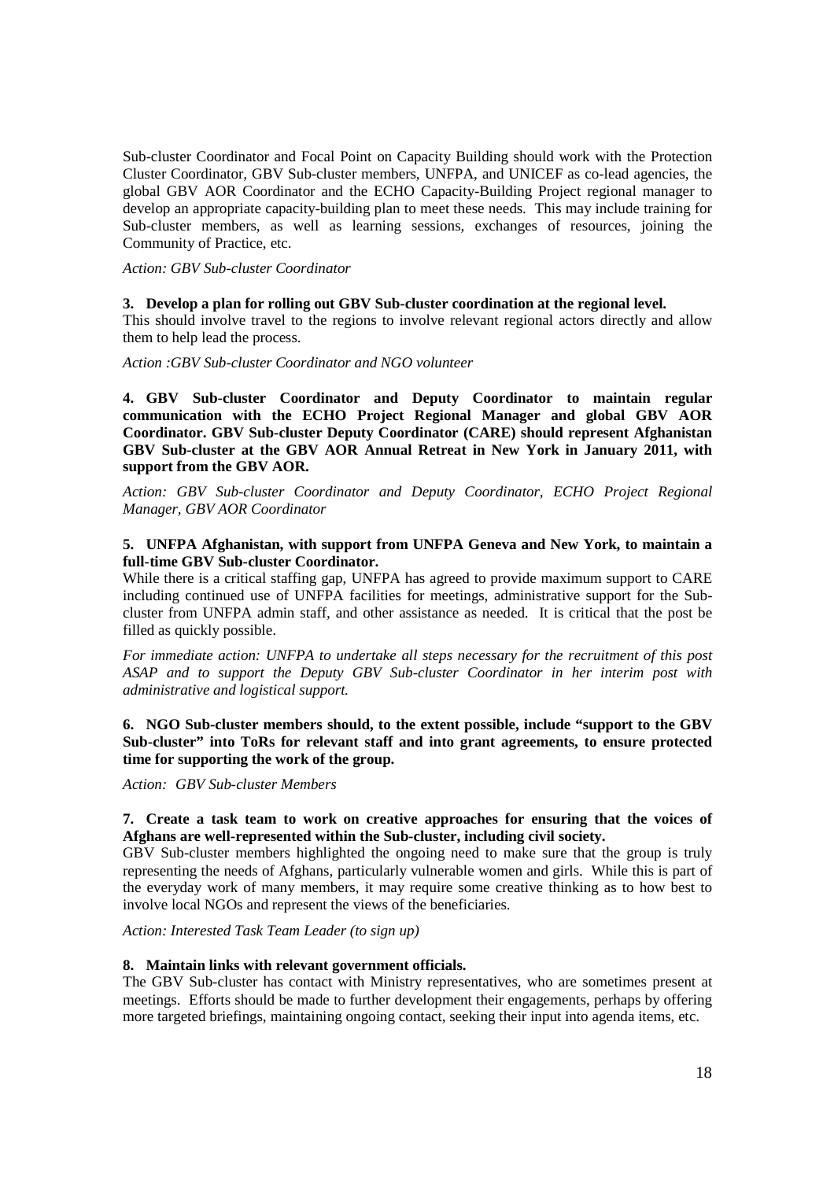Sub-cluster Coordinator and Focal Point on Capacity Building should work with the Protection Cluster Coordinator, GBV Sub-cluster members, UNFPA, and UNICEF as co-lead agencies, the global GBV AOR Coordinator and the ECHO Capacity-Building Project regional manager to develop an appropriate capacity-building plan to meet these needs. This may include training for Sub-cluster members, as well as learning sessions, exchanges of resources, joining the Community of Practice, etc.

*Action: GBV Sub-cluster Coordinator*

**3. Develop a plan for rolling out GBV Sub-cluster coordination at the regional level.**
This should involve travel to the regions to involve relevant regional actors directly and allow them to help lead the process.

*Action :GBV Sub-cluster Coordinator and NGO volunteer*

**4. GBV Sub-cluster Coordinator and Deputy Coordinator to maintain regular communication with the ECHO Project Regional Manager and global GBV AOR Coordinator. GBV Sub-cluster Deputy Coordinator (CARE) should represent Afghanistan GBV Sub-cluster at the GBV AOR Annual Retreat in New York in January 2011, with support from the GBV AOR.**

*Action: GBV Sub-cluster Coordinator and Deputy Coordinator, ECHO Project Regional Manager, GBV AOR Coordinator*

**5. UNFPA Afghanistan, with support from UNFPA Geneva and New York, to maintain a full-time GBV Sub-cluster Coordinator.**
While there is a critical staffing gap, UNFPA has agreed to provide maximum support to CARE including continued use of UNFPA facilities for meetings, administrative support for the Sub-cluster from UNFPA admin staff, and other assistance as needed. It is critical that the post be filled as quickly possible.

*For immediate action: UNFPA to undertake all steps necessary for the recruitment of this post ASAP and to support the Deputy GBV Sub-cluster Coordinator in her interim post with administrative and logistical support.*

**6. NGO Sub-cluster members should, to the extent possible, include "support to the GBV Sub-cluster" into ToRs for relevant staff and into grant agreements, to ensure protected time for supporting the work of the group.**

*Action: GBV Sub-cluster Members*

**7. Create a task team to work on creative approaches for ensuring that the voices of Afghans are well-represented within the Sub-cluster, including civil society.**
GBV Sub-cluster members highlighted the ongoing need to make sure that the group is truly representing the needs of Afghans, particularly vulnerable women and girls. While this is part of the everyday work of many members, it may require some creative thinking as to how best to involve local NGOs and represent the views of the beneficiaries.

*Action: Interested Task Team Leader (to sign up)*

**8. Maintain links with relevant government officials.**
The GBV Sub-cluster has contact with Ministry representatives, who are sometimes present at meetings. Efforts should be made to further development their engagements, perhaps by offering more targeted briefings, maintaining ongoing contact, seeking their input into agenda items, etc.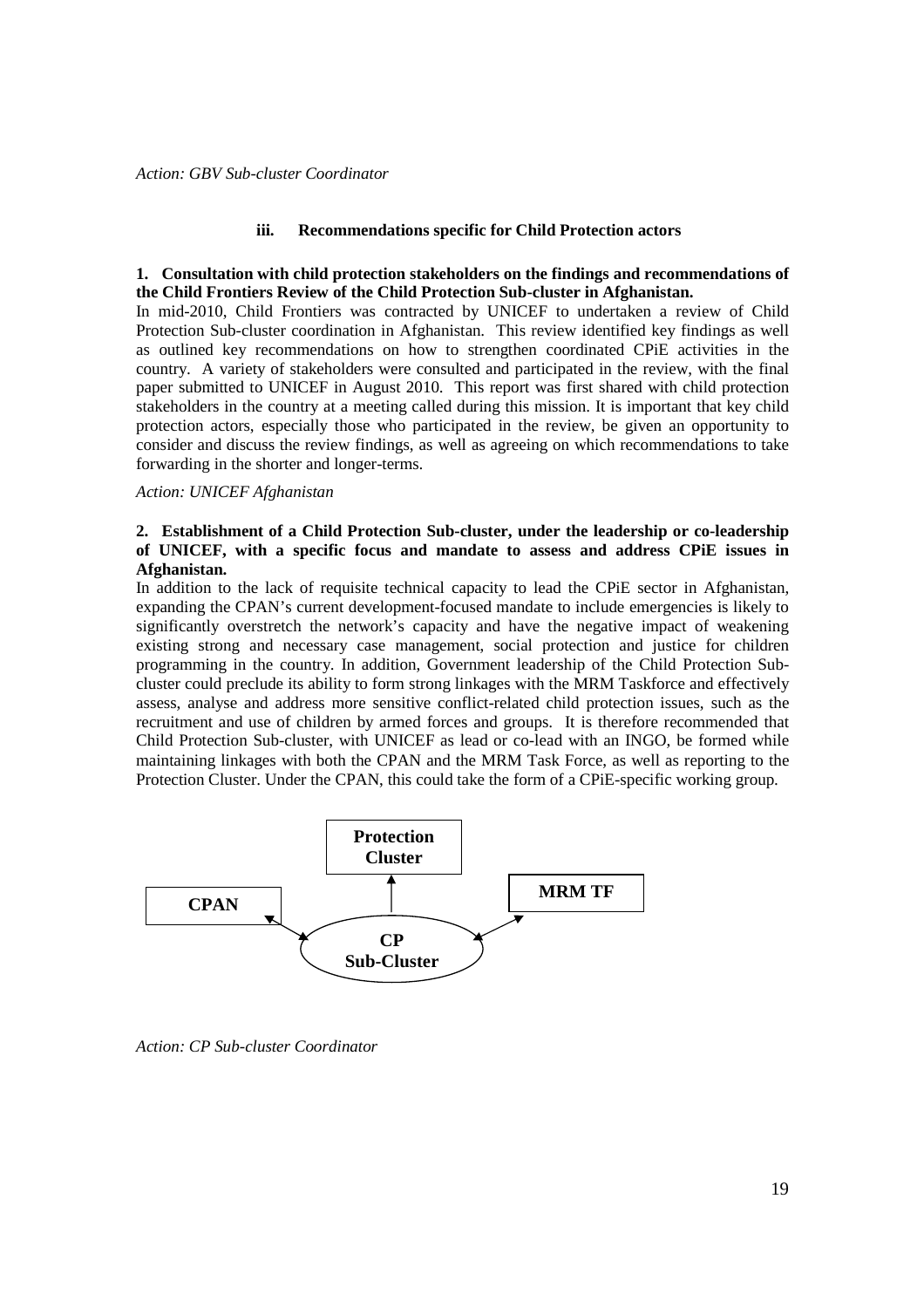*Action: GBV Sub-cluster Coordinator*

### iii. Recommendations specific for Child Protection actors

**1. Consultation with child protection stakeholders on the findings and recommendations of the Child Frontiers Review of the Child Protection Sub-cluster in Afghanistan.**

In mid-2010, Child Frontiers was contracted by UNICEF to undertaken a review of Child Protection Sub-cluster coordination in Afghanistan. This review identified key findings as well as outlined key recommendations on how to strengthen coordinated CPiE activities in the country. A variety of stakeholders were consulted and participated in the review, with the final paper submitted to UNICEF in August 2010. This report was first shared with child protection stakeholders in the country at a meeting called during this mission. It is important that key child protection actors, especially those who participated in the review, be given an opportunity to consider and discuss the review findings, as well as agreeing on which recommendations to take forwarding in the shorter and longer-terms.

*Action: UNICEF Afghanistan*

**2. Establishment of a Child Protection Sub-cluster, under the leadership or co-leadership of UNICEF, with a specific focus and mandate to assess and address CPiE issues in Afghanistan.**

In addition to the lack of requisite technical capacity to lead the CPiE sector in Afghanistan, expanding the CPAN's current development-focused mandate to include emergencies is likely to significantly overstretch the network's capacity and have the negative impact of weakening existing strong and necessary case management, social protection and justice for children programming in the country. In addition, Government leadership of the Child Protection Sub-cluster could preclude its ability to form strong linkages with the MRM Taskforce and effectively assess, analyse and address more sensitive conflict-related child protection issues, such as the recruitment and use of children by armed forces and groups. It is therefore recommended that Child Protection Sub-cluster, with UNICEF as lead or co-lead with an INGO, be formed while maintaining linkages with both the CPAN and the MRM Task Force, as well as reporting to the Protection Cluster. Under the CPAN, this could take the form of a CPiE-specific working group.

**Protection Cluster**

**CPAN** ↔ **CP Sub-Cluster** ↔ **MRM TF**

*Action: CP Sub-cluster Coordinator*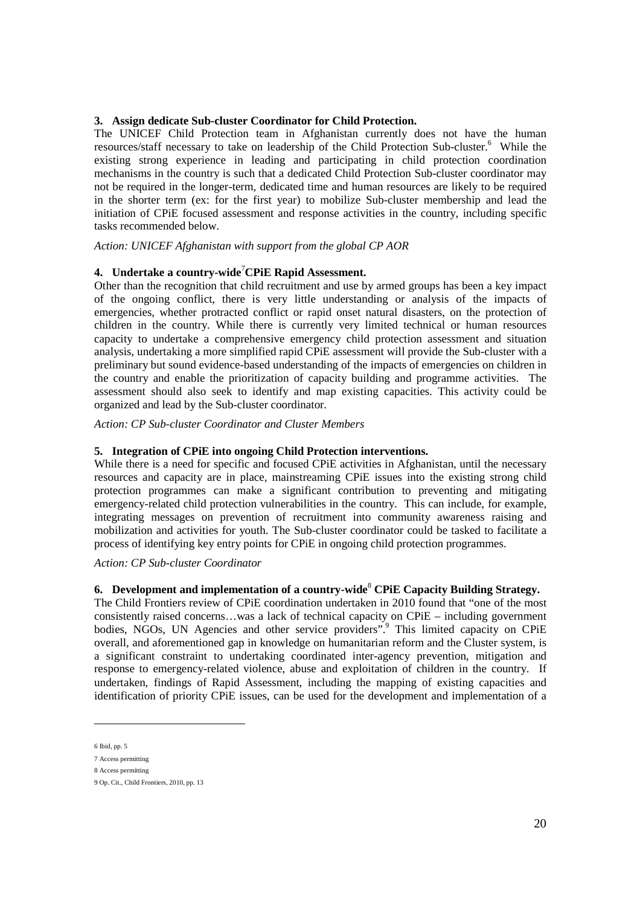### 3. Assign dedicate Sub-cluster Coordinator for Child Protection.

The UNICEF Child Protection team in Afghanistan currently does not have the human resources/staff necessary to take on leadership of the Child Protection Sub-cluster.[6] While the existing strong experience in leading and participating in child protection coordination mechanisms in the country is such that a dedicated Child Protection Sub-cluster coordinator may not be required in the longer-term, dedicated time and human resources are likely to be required in the shorter term (ex: for the first year) to mobilize Sub-cluster membership and lead the initiation of CPiE focused assessment and response activities in the country, including specific tasks recommended below.

*Action: UNICEF Afghanistan with support from the global CP AOR*

### 4. Undertake a country-wide[7] CPiE Rapid Assessment.

Other than the recognition that child recruitment and use by armed groups has been a key impact of the ongoing conflict, there is very little understanding or analysis of the impacts of emergencies, whether protracted conflict or rapid onset natural disasters, on the protection of children in the country. While there is currently very limited technical or human resources capacity to undertake a comprehensive emergency child protection assessment and situation analysis, undertaking a more simplified rapid CPiE assessment will provide the Sub-cluster with a preliminary but sound evidence-based understanding of the impacts of emergencies on children in the country and enable the prioritization of capacity building and programme activities. The assessment should also seek to identify and map existing capacities. This activity could be organized and lead by the Sub-cluster coordinator.

*Action: CP Sub-cluster Coordinator and Cluster Members*

### 5. Integration of CPiE into ongoing Child Protection interventions.

While there is a need for specific and focused CPiE activities in Afghanistan, until the necessary resources and capacity are in place, mainstreaming CPiE issues into the existing strong child protection programmes can make a significant contribution to preventing and mitigating emergency-related child protection vulnerabilities in the country. This can include, for example, integrating messages on prevention of recruitment into community awareness raising and mobilization and activities for youth. The Sub-cluster coordinator could be tasked to facilitate a process of identifying key entry points for CPiE in ongoing child protection programmes.

*Action: CP Sub-cluster Coordinator*

### 6. Development and implementation of a country-wide[8] CPiE Capacity Building Strategy.

The Child Frontiers review of CPiE coordination undertaken in 2010 found that "one of the most consistently raised concerns…was a lack of technical capacity on CPiE – including government bodies, NGOs, UN Agencies and other service providers".[9] This limited capacity on CPiE overall, and aforementioned gap in knowledge on humanitarian reform and the Cluster system, is a significant constraint to undertaking coordinated inter-agency prevention, mitigation and response to emergency-related violence, abuse and exploitation of children in the country. If undertaken, findings of Rapid Assessment, including the mapping of existing capacities and identification of priority CPiE issues, can be used for the development and implementation of a

---

6 Ibid, pp. 5

7 Access permitting

8 Access permitting

9 Op. Cit., Child Frontiers, 2010, pp. 13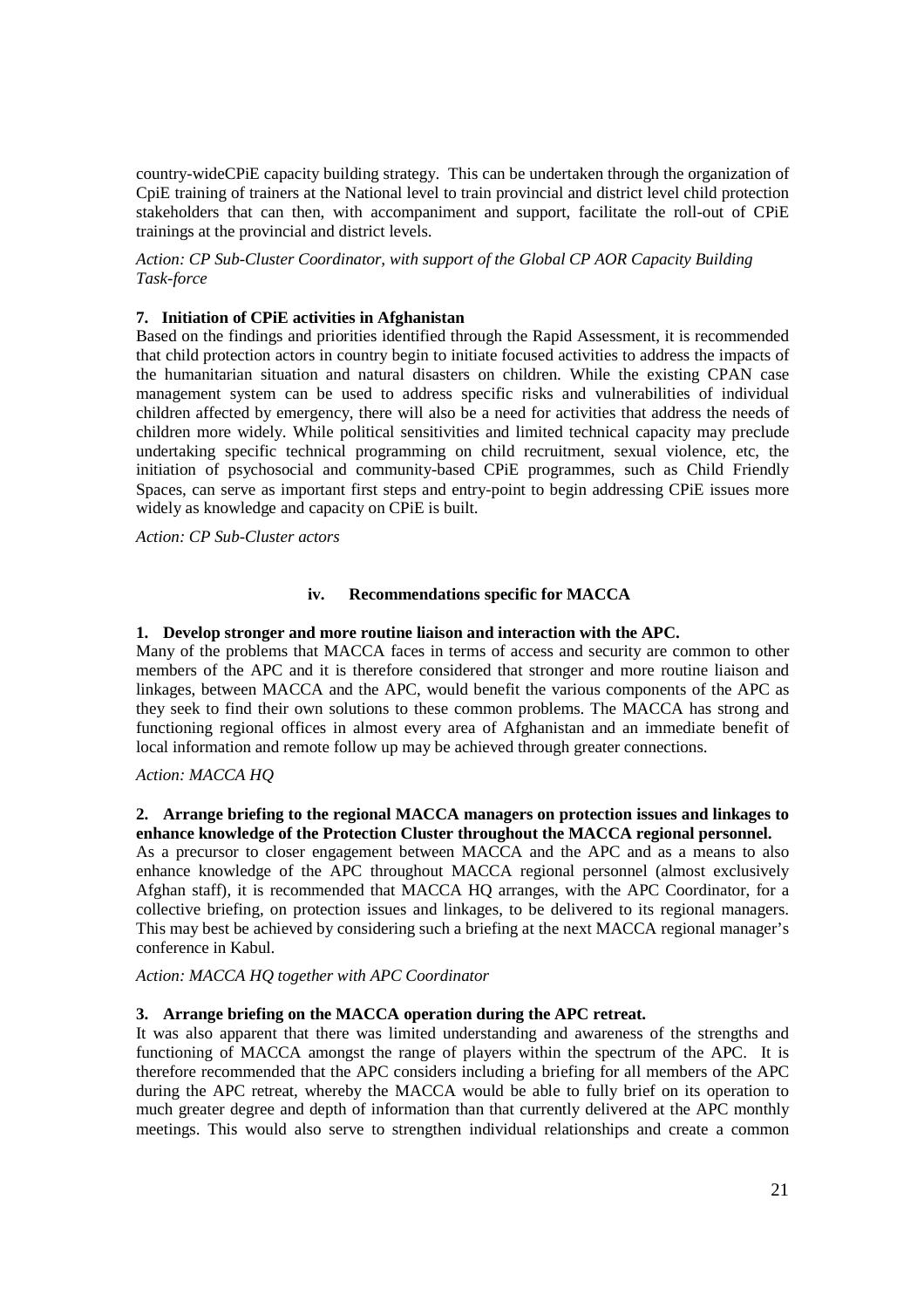country-wideCPiE capacity building strategy. This can be undertaken through the organization of CpiE training of trainers at the National level to train provincial and district level child protection stakeholders that can then, with accompaniment and support, facilitate the roll-out of CPiE trainings at the provincial and district levels.

*Action: CP Sub-Cluster Coordinator, with support of the Global CP AOR Capacity Building Task-force*

**7. Initiation of CPiE activities in Afghanistan**

Based on the findings and priorities identified through the Rapid Assessment, it is recommended that child protection actors in country begin to initiate focused activities to address the impacts of the humanitarian situation and natural disasters on children. While the existing CPAN case management system can be used to address specific risks and vulnerabilities of individual children affected by emergency, there will also be a need for activities that address the needs of children more widely. While political sensitivities and limited technical capacity may preclude undertaking specific technical programming on child recruitment, sexual violence, etc, the initiation of psychosocial and community-based CPiE programmes, such as Child Friendly Spaces, can serve as important first steps and entry-point to begin addressing CPiE issues more widely as knowledge and capacity on CPiE is built.

*Action: CP Sub-Cluster actors*

### iv. Recommendations specific for MACCA

**1. Develop stronger and more routine liaison and interaction with the APC.**

Many of the problems that MACCA faces in terms of access and security are common to other members of the APC and it is therefore considered that stronger and more routine liaison and linkages, between MACCA and the APC, would benefit the various components of the APC as they seek to find their own solutions to these common problems. The MACCA has strong and functioning regional offices in almost every area of Afghanistan and an immediate benefit of local information and remote follow up may be achieved through greater connections.

*Action: MACCA HQ*

**2. Arrange briefing to the regional MACCA managers on protection issues and linkages to enhance knowledge of the Protection Cluster throughout the MACCA regional personnel.**

As a precursor to closer engagement between MACCA and the APC and as a means to also enhance knowledge of the APC throughout MACCA regional personnel (almost exclusively Afghan staff), it is recommended that MACCA HQ arranges, with the APC Coordinator, for a collective briefing, on protection issues and linkages, to be delivered to its regional managers. This may best be achieved by considering such a briefing at the next MACCA regional manager's conference in Kabul.

*Action: MACCA HQ together with APC Coordinator*

**3. Arrange briefing on the MACCA operation during the APC retreat.**

It was also apparent that there was limited understanding and awareness of the strengths and functioning of MACCA amongst the range of players within the spectrum of the APC. It is therefore recommended that the APC considers including a briefing for all members of the APC during the APC retreat, whereby the MACCA would be able to fully brief on its operation to much greater degree and depth of information than that currently delivered at the APC monthly meetings. This would also serve to strengthen individual relationships and create a common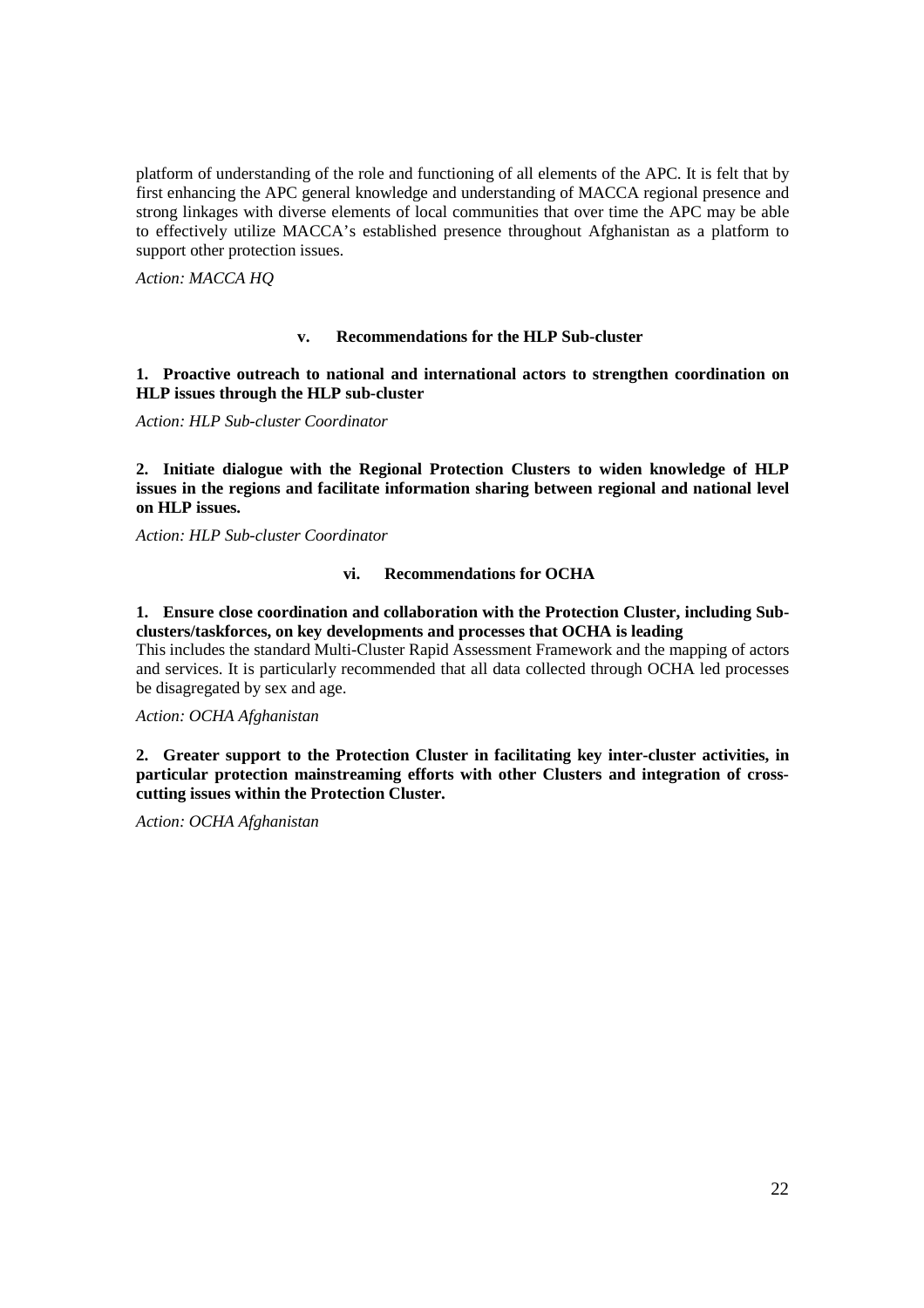platform of understanding of the role and functioning of all elements of the APC. It is felt that by first enhancing the APC general knowledge and understanding of MACCA regional presence and strong linkages with diverse elements of local communities that over time the APC may be able to effectively utilize MACCA's established presence throughout Afghanistan as a platform to support other protection issues.

*Action: MACCA HQ*

### v. Recommendations for the HLP Sub-cluster

**1. Proactive outreach to national and international actors to strengthen coordination on HLP issues through the HLP sub-cluster**

*Action: HLP Sub-cluster Coordinator*

**2. Initiate dialogue with the Regional Protection Clusters to widen knowledge of HLP issues in the regions and facilitate information sharing between regional and national level on HLP issues.**

*Action: HLP Sub-cluster Coordinator*

### vi. Recommendations for OCHA

**1. Ensure close coordination and collaboration with the Protection Cluster, including Sub-clusters/taskforces, on key developments and processes that OCHA is leading**

This includes the standard Multi-Cluster Rapid Assessment Framework and the mapping of actors and services. It is particularly recommended that all data collected through OCHA led processes be disagregated by sex and age.

*Action: OCHA Afghanistan*

**2. Greater support to the Protection Cluster in facilitating key inter-cluster activities, in particular protection mainstreaming efforts with other Clusters and integration of cross-cutting issues within the Protection Cluster.**

*Action: OCHA Afghanistan*